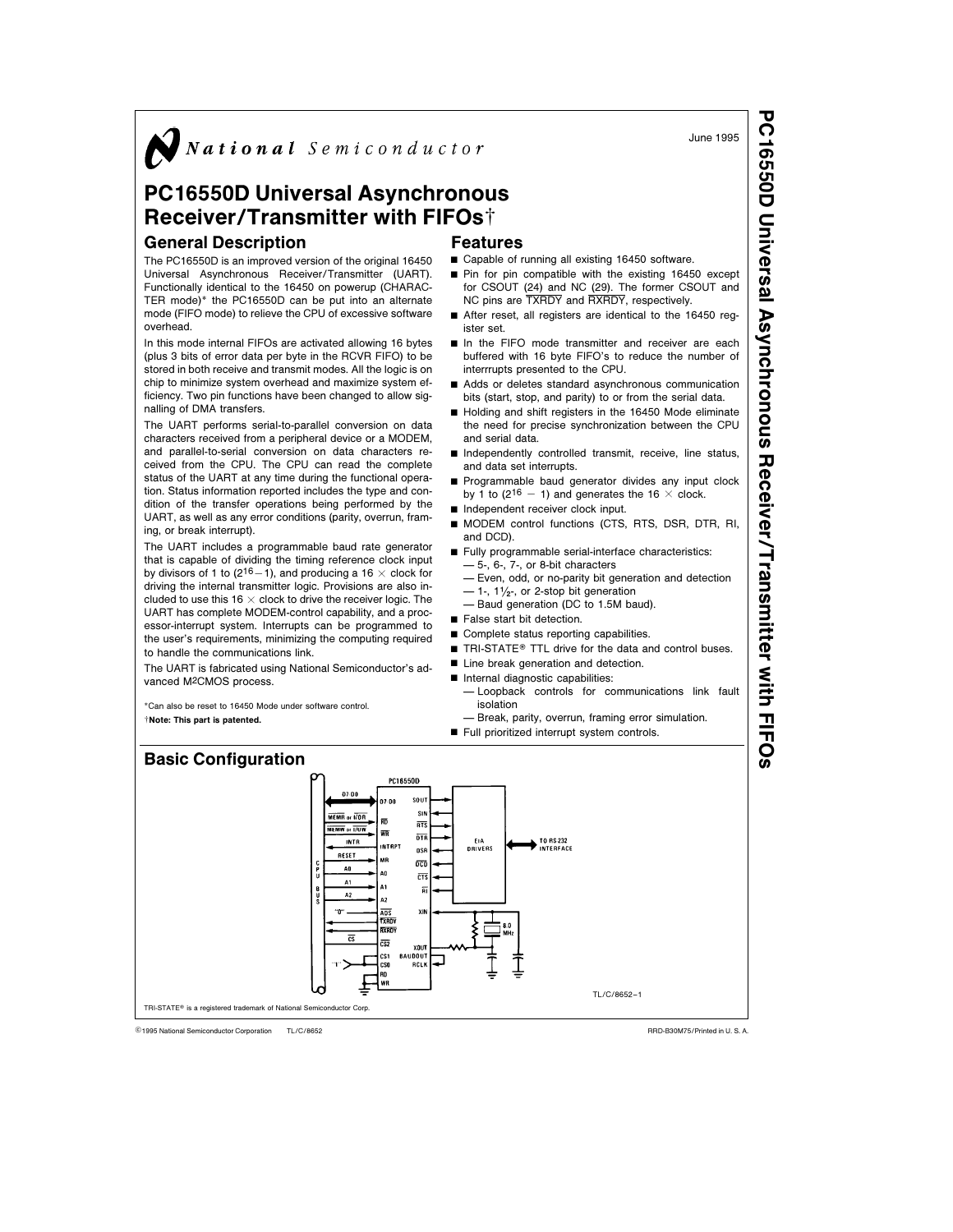June 1995

# PC16550D Universal Asynchronous Receiver/Transmitter with FIFOs†

## General Description

The PC16550D is an improved version of the original 16450 Universal Asynchronous Receiver/Transmitter (UART). Functionally identical to the 16450 on powerup (CHARACTER mode)* the PC16550D can be put into an alternate mode (FIFO mode) to relieve the CPU of excessive software overhead.

In this mode internal FIFOs are activated allowing 16 bytes (plus 3 bits of error data per byte in the RCVR FIFO) to be stored in both receive and transmit modes. All the logic is on chip to minimize system overhead and maximize system efficiency. Two pin functions have been changed to allow signalling of DMA transfers.

The UART performs serial-to-parallel conversion on data characters received from a peripheral device or a MODEM, and parallel-to-serial conversion on data characters received from the CPU. The CPU can read the complete status of the UART at any time during the functional operation. Status information reported includes the type and condition of the transfer operations being performed by the UART, as well as any error conditions (parity, overrun, framing, or break interrupt).

The UART includes a programmable baud rate generator that is capable of dividing the timing reference clock input by divisors of 1 to ($2^{16}-1$), and producing a 16 × clock for driving the internal transmitter logic. Provisions are also included to use this 16 × clock to drive the receiver logic. The UART has complete MODEM-control capability, and a processor-interrupt system. Interrupts can be programmed to the user's requirements, minimizing the computing required to handle the communications link.

The UART is fabricated using National Semiconductor's advanced M²CMOS process.

*Can also be reset to 16450 Mode under software control.

†**Note: This part is patented.**

## Features

- Capable of running all existing 16450 software.
- Pin for pin compatible with the existing 16450 except for CSOUT (24) and NC (29). The former CSOUT and NC pins are TXRDY and RXRDY, respectively.
- After reset, all registers are identical to the 16450 register set.
- In the FIFO mode transmitter and receiver are each buffered with 16 byte FIFO's to reduce the number of interrrupts presented to the CPU.
- Adds or deletes standard asynchronous communication bits (start, stop, and parity) to or from the serial data.
- Holding and shift registers in the 16450 Mode eliminate the need for precise synchronization between the CPU and serial data.
- Independently controlled transmit, receive, line status, and data set interrupts.
- Programmable baud generator divides any input clock by 1 to ($2^{16}-1$) and generates the 16 × clock.
- Independent receiver clock input.
- MODEM control functions (CTS, RTS, DSR, DTR, RI, and DCD).
- Fully programmable serial-interface characteristics:
  - 5-, 6-, 7-, or 8-bit characters
  - Even, odd, or no-parity bit generation and detection
  - 1-, 1½-, or 2-stop bit generation
  - Baud generation (DC to 1.5M baud).
- False start bit detection.
- Complete status reporting capabilities.
- TRI-STATE® TTL drive for the data and control buses.
- Line break generation and detection.
- Internal diagnostic capabilities:
  - Loopback controls for communications link fault isolation
  - Break, parity, overrun, framing error simulation.
- Full prioritized interrupt system controls.

## Basic Configuration

TL/C/8652–1

TRI-STATE® is a registered trademark of National Semiconductor Corp.

©1995 National Semiconductor Corporation TL/C/8652 RRD-B30M75/Printed in U. S. A.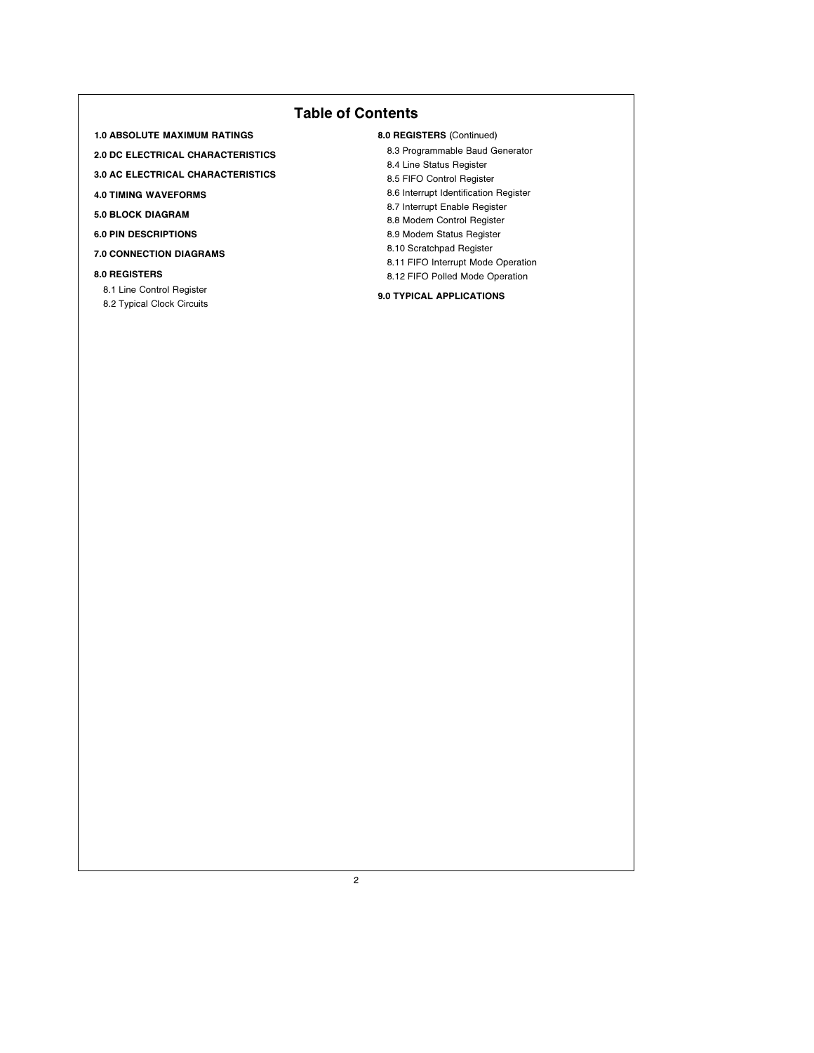# Table of Contents

**1.0 ABSOLUTE MAXIMUM RATINGS**

**2.0 DC ELECTRICAL CHARACTERISTICS**

**3.0 AC ELECTRICAL CHARACTERISTICS**

**4.0 TIMING WAVEFORMS**

**5.0 BLOCK DIAGRAM**

**6.0 PIN DESCRIPTIONS**

**7.0 CONNECTION DIAGRAMS**

**8.0 REGISTERS**

- 8.1 Line Control Register
- 8.2 Typical Clock Circuits

**8.0 REGISTERS** (Continued)

- 8.3 Programmable Baud Generator
- 8.4 Line Status Register
- 8.5 FIFO Control Register
- 8.6 Interrupt Identification Register
- 8.7 Interrupt Enable Register
- 8.8 Modem Control Register
- 8.9 Modem Status Register
- 8.10 Scratchpad Register
- 8.11 FIFO Interrupt Mode Operation
- 8.12 FIFO Polled Mode Operation

**9.0 TYPICAL APPLICATIONS**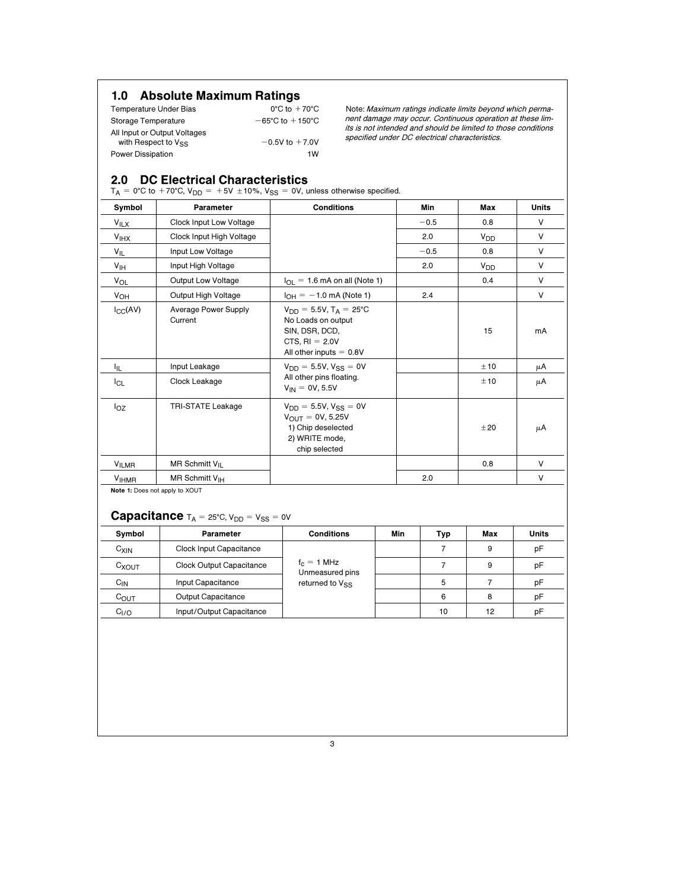## 1.0 Absolute Maximum Ratings

| | |
|---|---|
| Temperature Under Bias | 0°C to +70°C |
| Storage Temperature | −65°C to +150°C |
| All Input or Output Voltages with Respect to $V_{SS}$ | −0.5V to +7.0V |
| Power Dissipation | 1W |

Note: *Maximum ratings indicate limits beyond which permanent damage may occur. Continuous operation at these limits is not intended and should be limited to those conditions specified under DC electrical characteristics.*

## 2.0 DC Electrical Characteristics

$T_A$ = 0°C to +70°C, $V_{DD}$ = +5V ±10%, $V_{SS}$ = 0V, unless otherwise specified.

| Symbol | Parameter | Conditions | Min | Max | Units |
|---|---|---|---|---|---|
| $V_{ILX}$ | Clock Input Low Voltage | | −0.5 | 0.8 | V |
| $V_{IHX}$ | Clock Input High Voltage | | 2.0 | $V_{DD}$ | V |
| $V_{IL}$ | Input Low Voltage | | −0.5 | 0.8 | V |
| $V_{IH}$ | Input High Voltage | | 2.0 | $V_{DD}$ | V |
| $V_{OL}$ | Output Low Voltage | $I_{OL}$ = 1.6 mA on all (Note 1) | | 0.4 | V |
| $V_{OH}$ | Output High Voltage | $I_{OH}$ = −1.0 mA (Note 1) | 2.4 | | V |
| $I_{CC}$(AV) | Average Power Supply Current | $V_{DD}$ = 5.5V, $T_A$ = 25°C No Loads on output SIN, DSR, DCD, CTS, RI = 2.0V All other inputs = 0.8V | | 15 | mA |
| $I_{IL}$ | Input Leakage | $V_{DD}$ = 5.5V, $V_{SS}$ = 0V All other pins floating. $V_{IN}$ = 0V, 5.5V | | ±10 | μA |
| $I_{CL}$ | Clock Leakage | | | ±10 | μA |
| $I_{OZ}$ | TRI-STATE Leakage | $V_{DD}$ = 5.5V, $V_{SS}$ = 0V $V_{OUT}$ = 0V, 5.25V 1) Chip deselected 2) WRITE mode, chip selected | | ±20 | μA |
| $V_{ILMR}$ | MR Schmitt $V_{IL}$ | | | 0.8 | V |
| $V_{IHMR}$ | MR Schmitt $V_{IH}$ | | 2.0 | | V |

**Note 1:** Does not apply to XOUT

## Capacitance

$T_A$ = 25°C, $V_{DD}$ = $V_{SS}$ = 0V

| Symbol | Parameter | Conditions | Min | Typ | Max | Units |
|---|---|---|---|---|---|---|
| $C_{XIN}$ | Clock Input Capacitance | $f_c$ = 1 MHz Unmeasured pins returned to $V_{SS}$ | | 7 | 9 | pF |
| $C_{XOUT}$ | Clock Output Capacitance | | | 7 | 9 | pF |
| $C_{IN}$ | Input Capacitance | | | 5 | 7 | pF |
| $C_{OUT}$ | Output Capacitance | | | 6 | 8 | pF |
| $C_{I/O}$ | Input/Output Capacitance | | | 10 | 12 | pF |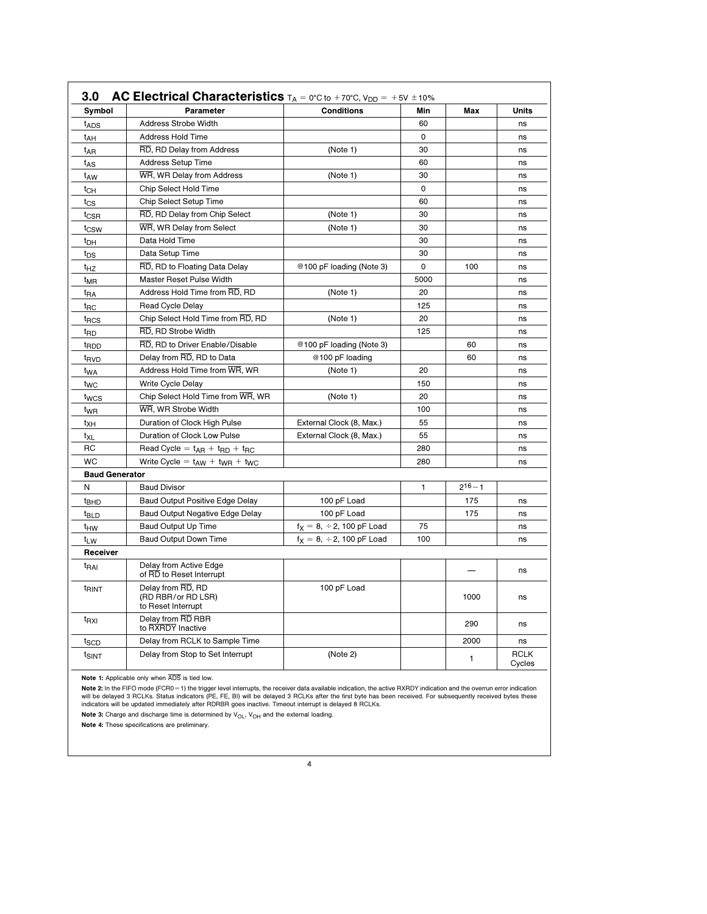## 3.0 AC Electrical Characteristics $T_A = 0°C$ to $+70°C$, $V_{DD} = +5V \pm 10\%$

| Symbol | Parameter | Conditions | Min | Max | Units |
|---|---|---|---|---|---|
| $t_{ADS}$ | Address Strobe Width | | 60 | | ns |
| $t_{AH}$ | Address Hold Time | | 0 | | ns |
| $t_{AR}$ | $\overline{RD}$, RD Delay from Address | (Note 1) | 30 | | ns |
| $t_{AS}$ | Address Setup Time | | 60 | | ns |
| $t_{AW}$ | $\overline{WR}$, WR Delay from Address | (Note 1) | 30 | | ns |
| $t_{CH}$ | Chip Select Hold Time | | 0 | | ns |
| $t_{CS}$ | Chip Select Setup Time | | 60 | | ns |
| $t_{CSR}$ | $\overline{RD}$, RD Delay from Chip Select | (Note 1) | 30 | | ns |
| $t_{CSW}$ | $\overline{WR}$, WR Delay from Select | (Note 1) | 30 | | ns |
| $t_{DH}$ | Data Hold Time | | 30 | | ns |
| $t_{DS}$ | Data Setup Time | | 30 | | ns |
| $t_{HZ}$ | $\overline{RD}$, RD to Floating Data Delay | @100 pF loading (Note 3) | 0 | 100 | ns |
| $t_{MR}$ | Master Reset Pulse Width | | 5000 | | ns |
| $t_{RA}$ | Address Hold Time from $\overline{RD}$, RD | (Note 1) | 20 | | ns |
| $t_{RC}$ | Read Cycle Delay | | 125 | | ns |
| $t_{RCS}$ | Chip Select Hold Time from $\overline{RD}$, RD | (Note 1) | 20 | | ns |
| $t_{RD}$ | $\overline{RD}$, RD Strobe Width | | 125 | | ns |
| $t_{RDD}$ | $\overline{RD}$, RD to Driver Enable/Disable | @100 pF loading (Note 3) | | 60 | ns |
| $t_{RVD}$ | Delay from $\overline{RD}$, RD to Data | @100 pF loading | | 60 | ns |
| $t_{WA}$ | Address Hold Time from $\overline{WR}$, WR | (Note 1) | 20 | | ns |
| $t_{WC}$ | Write Cycle Delay | | 150 | | ns |
| $t_{WCS}$ | Chip Select Hold Time from $\overline{WR}$, WR | (Note 1) | 20 | | ns |
| $t_{WR}$ | $\overline{WR}$, WR Strobe Width | | 100 | | ns |
| $t_{XH}$ | Duration of Clock High Pulse | External Clock (8, Max.) | 55 | | ns |
| $t_{XL}$ | Duration of Clock Low Pulse | External Clock (8, Max.) | 55 | | ns |
| RC | Read Cycle $= t_{AR} + t_{RD} + t_{RC}$ | | 280 | | ns |
| WC | Write Cycle $= t_{AW} + t_{WR} + t_{WC}$ | | 280 | | ns |
| **Baud Generator** | | | | | |
| N | Baud Divisor | | 1 | $2^{16}-1$ | |
| $t_{BHD}$ | Baud Output Positive Edge Delay | 100 pF Load | | 175 | ns |
| $t_{BLD}$ | Baud Output Negative Edge Delay | 100 pF Load | | 175 | ns |
| $t_{HW}$ | Baud Output Up Time | $f_X = 8$, $\div 2$, 100 pF Load | 75 | | ns |
| $t_{LW}$ | Baud Output Down Time | $f_X = 8$, $\div 2$, 100 pF Load | 100 | | ns |
| **Receiver** | | | | | |
| $t_{RAI}$ | Delay from Active Edge of $\overline{RD}$ to Reset Interrupt | | | — | ns |
| $t_{RINT}$ | Delay from $\overline{RD}$, RD (RD RBR/or RD LSR) to Reset Interrupt | 100 pF Load | | 1000 | ns |
| $t_{RXI}$ | Delay from $\overline{RD}$ RBR to $\overline{RXRDY}$ Inactive | | | 290 | ns |
| $t_{SCD}$ | Delay from RCLK to Sample Time | | | 2000 | ns |
| $t_{SINT}$ | Delay from Stop to Set Interrupt | (Note 2) | | 1 | RCLK Cycles |

**Note 1:** Applicable only when $\overline{ADS}$ is tied low.

**Note 2:** In the FIFO mode (FCR0 = 1) the trigger level interrupts, the receiver data available indication, the active RXRDY indication and the overrun error indication will be delayed 3 RCLKs. Status indicators (PE, FE, BI) will be delayed 3 RCLKs after the first byte has been received. For subsequently received bytes these indicators will be updated immediately after RDRBR goes inactive. Timeout interrupt is delayed 8 RCLKs.

**Note 3:** Charge and discharge time is determined by $V_{OL}$, $V_{OH}$ and the external loading.

**Note 4:** These specifications are preliminary.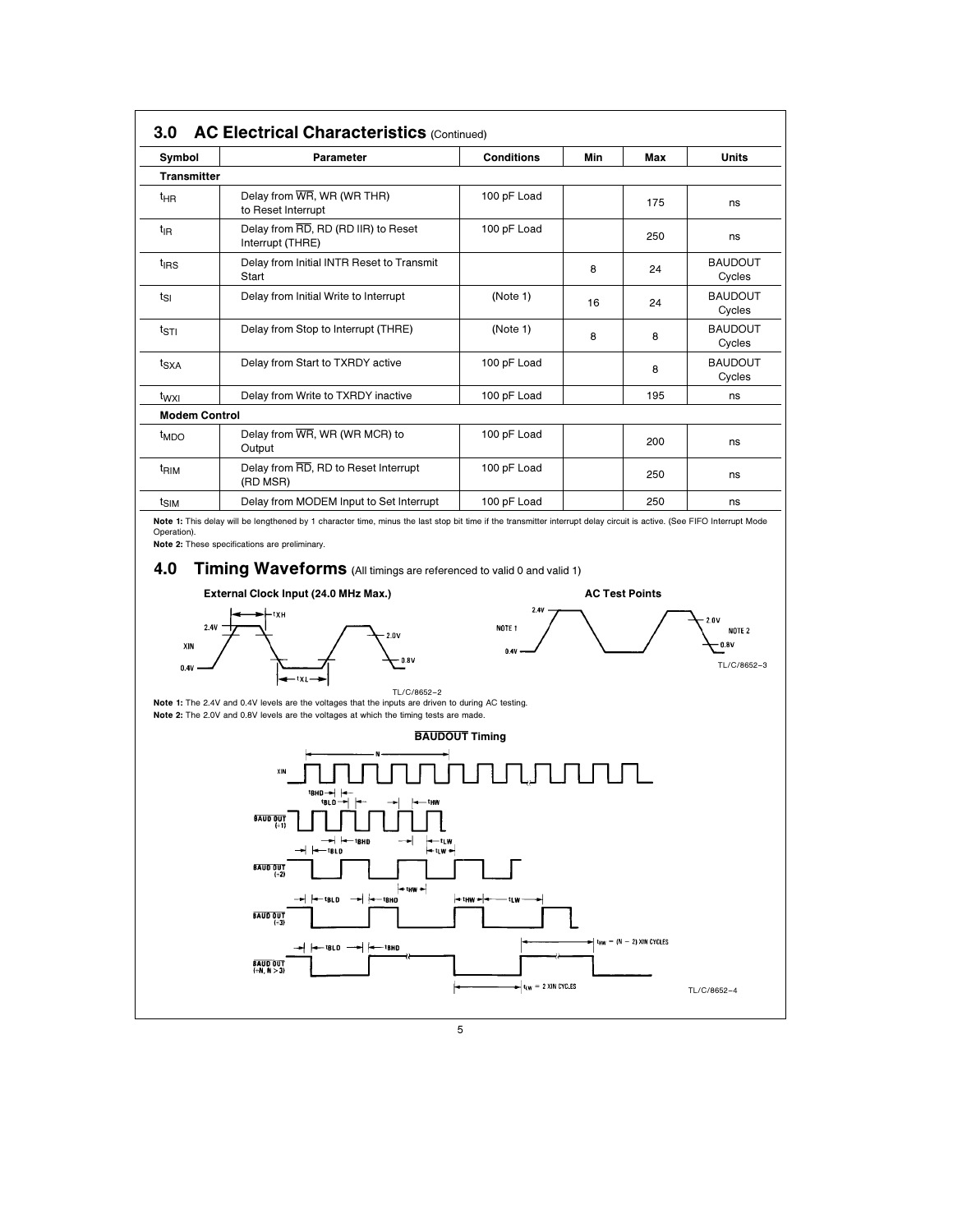## 3.0 AC Electrical Characteristics (Continued)

| Symbol | Parameter | Conditions | Min | Max | Units |
|---|---|---|---|---|---|
| **Transmitter** | | | | | |
| $t_{HR}$ | Delay from $\overline{WR}$, WR (WR THR) to Reset Interrupt | 100 pF Load | | 175 | ns |
| $t_{IR}$ | Delay from $\overline{RD}$, RD (RD IIR) to Reset Interrupt (THRE) | 100 pF Load | | 250 | ns |
| $t_{IRS}$ | Delay from Initial INTR Reset to Transmit Start | | 8 | 24 | BAUDOUT Cycles |
| $t_{SI}$ | Delay from Initial Write to Interrupt | (Note 1) | 16 | 24 | BAUDOUT Cycles |
| $t_{STI}$ | Delay from Stop to Interrupt (THRE) | (Note 1) | 8 | 8 | BAUDOUT Cycles |
| $t_{SXA}$ | Delay from Start to TXRDY active | 100 pF Load | | 8 | BAUDOUT Cycles |
| $t_{WXI}$ | Delay from Write to TXRDY inactive | 100 pF Load | | 195 | ns |
| **Modem Control** | | | | | |
| $t_{MDO}$ | Delay from $\overline{WR}$, WR (WR MCR) to Output | 100 pF Load | | 200 | ns |
| $t_{RIM}$ | Delay from $\overline{RD}$, RD to Reset Interrupt (RD MSR) | 100 pF Load | | 250 | ns |
| $t_{SIM}$ | Delay from MODEM Input to Set Interrupt | 100 pF Load | | 250 | ns |

**Note 1:** This delay will be lengthened by 1 character time, minus the last stop bit time if the transmitter interrupt delay circuit is active. (See FIFO Interrupt Mode Operation).

**Note 2:** These specifications are preliminary.

## 4.0 Timing Waveforms (All timings are referenced to valid 0 and valid 1)

**External Clock Input (24.0 MHz Max.)**

TL/C/8652–2

**AC Test Points**

TL/C/8652–3

**Note 1:** The 2.4V and 0.4V levels are the voltages that the inputs are driven to during AC testing.

**Note 2:** The 2.0V and 0.8V levels are the voltages at which the timing tests are made.

**$\overline{BAUDOUT}$ Timing**

TL/C/8652–4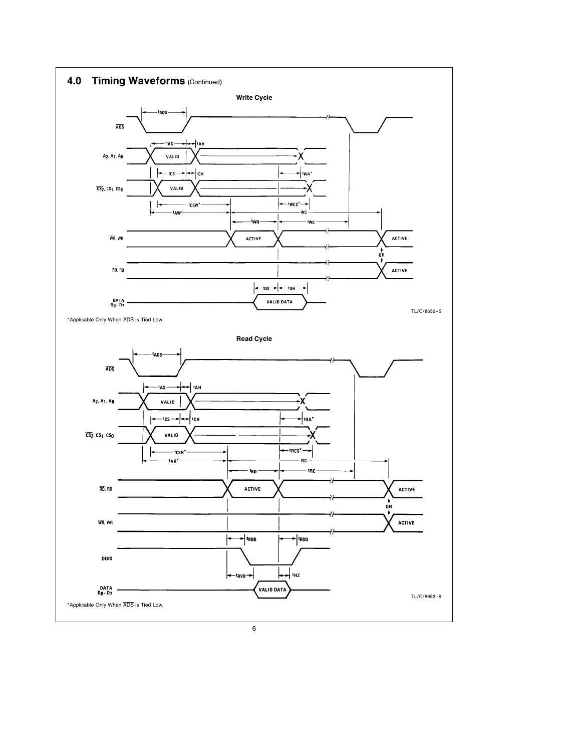## 4.0 Timing Waveforms (Continued)

**Write Cycle**

TL/C/8652–5

*Applicable Only When $\overline{ADS}$ is Tied Low.

**Read Cycle**

TL/C/8652–6

*Applicable Only When $\overline{ADS}$ is Tied Low.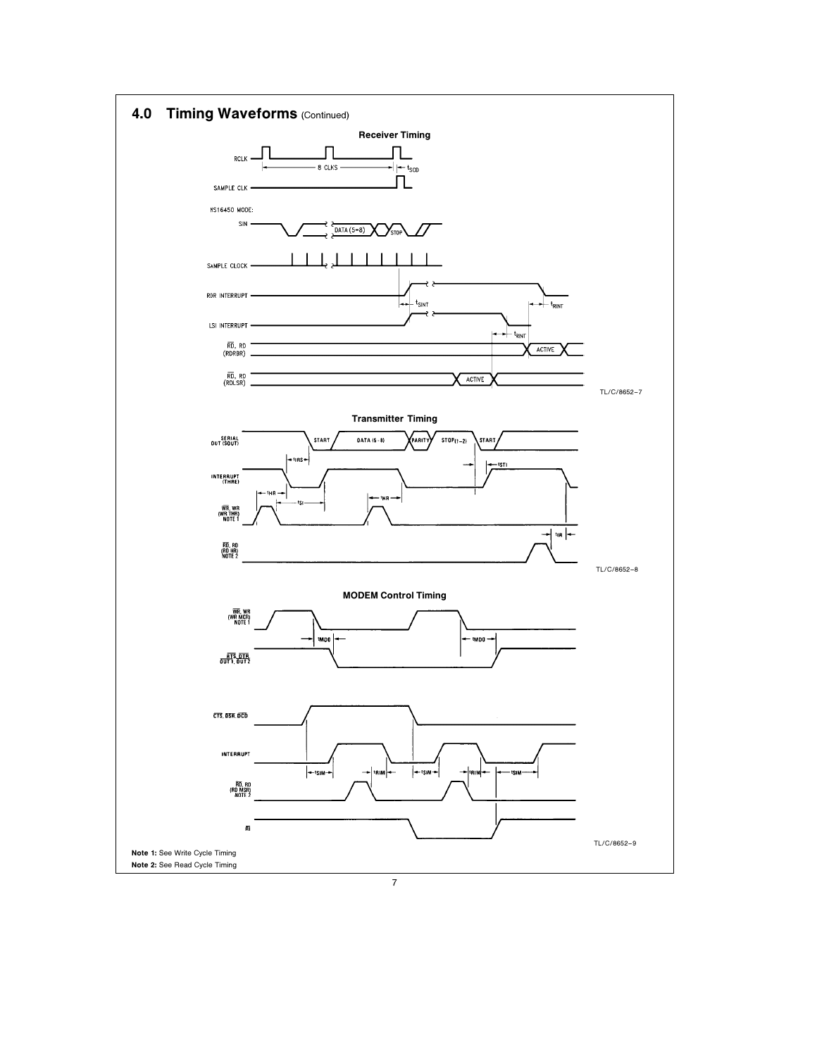## 4.0 Timing Waveforms (Continued)

**Receiver Timing**

TL/C/8652–7

**Transmitter Timing**

TL/C/8652–8

**MODEM Control Timing**

TL/C/8652–9

**Note 1:** See Write Cycle Timing

**Note 2:** See Read Cycle Timing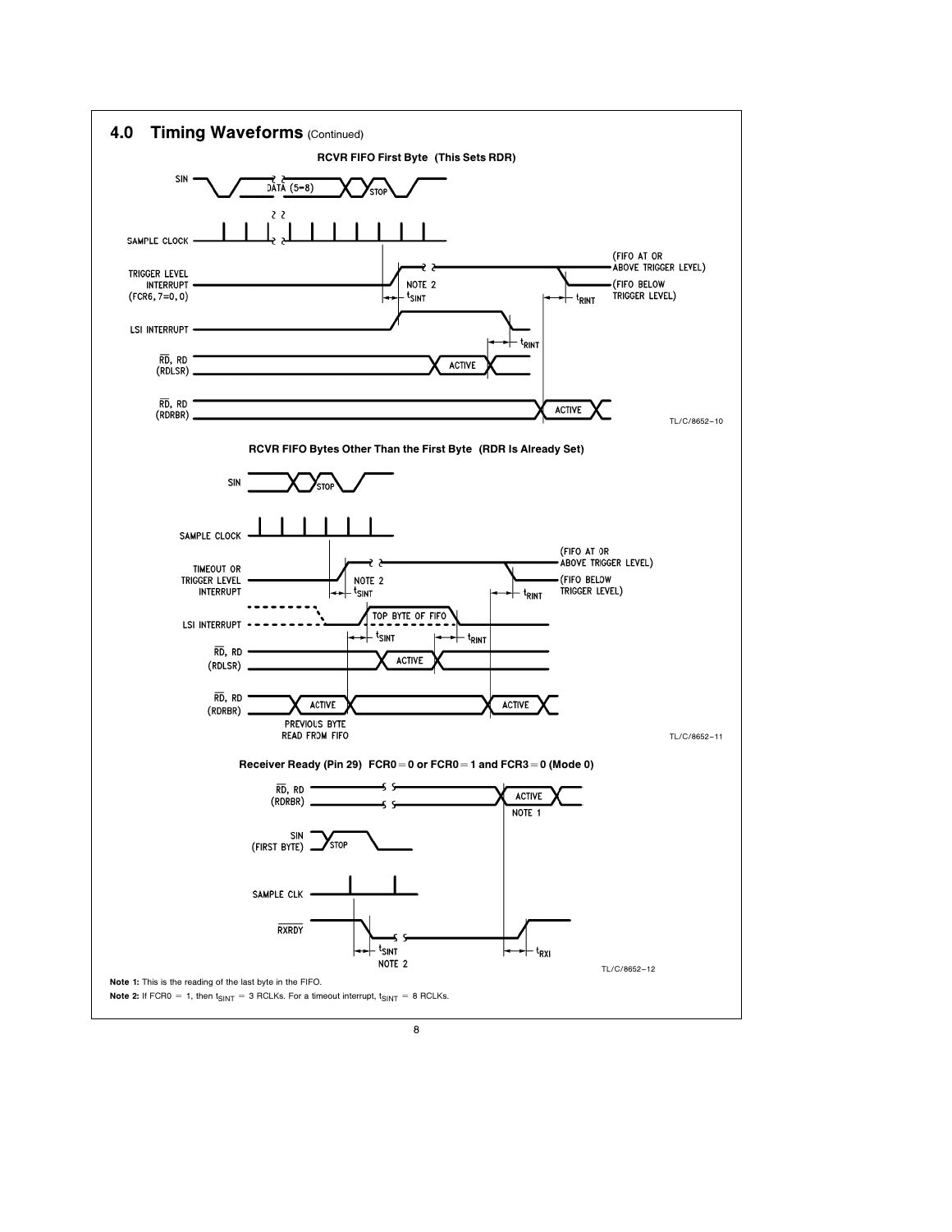## 4.0 Timing Waveforms (Continued)

**RCVR FIFO First Byte (This Sets RDR)**

TL/C/8652–10

**RCVR FIFO Bytes Other Than the First Byte (RDR Is Already Set)**

TL/C/8652–11

**Receiver Ready (Pin 29) FCR0 = 0 or FCR0 = 1 and FCR3 = 0 (Mode 0)**

TL/C/8652–12

**Note 1:** This is the reading of the last byte in the FIFO.

**Note 2:** If FCR0 = 1, then $t_{SINT}$ = 3 RCLKs. For a timeout interrupt, $t_{SINT}$ = 8 RCLKs.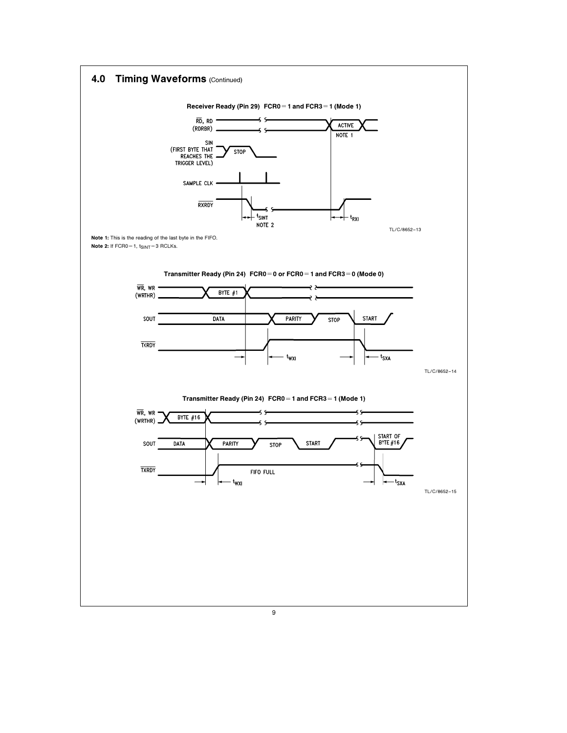## 4.0 Timing Waveforms (Continued)

**Receiver Ready (Pin 29) FCR0 = 1 and FCR3 = 1 (Mode 1)**

TL/C/8652–13

**Note 1:** This is the reading of the last byte in the FIFO.

**Note 2:** If FCR0 = 1, $t_{SINT}$ = 3 RCLKs.

**Transmitter Ready (Pin 24) FCR0 = 0 or FCR0 = 1 and FCR3 = 0 (Mode 0)**

TL/C/8652–14

**Transmitter Ready (Pin 24) FCR0 = 1 and FCR3 = 1 (Mode 1)**

TL/C/8652–15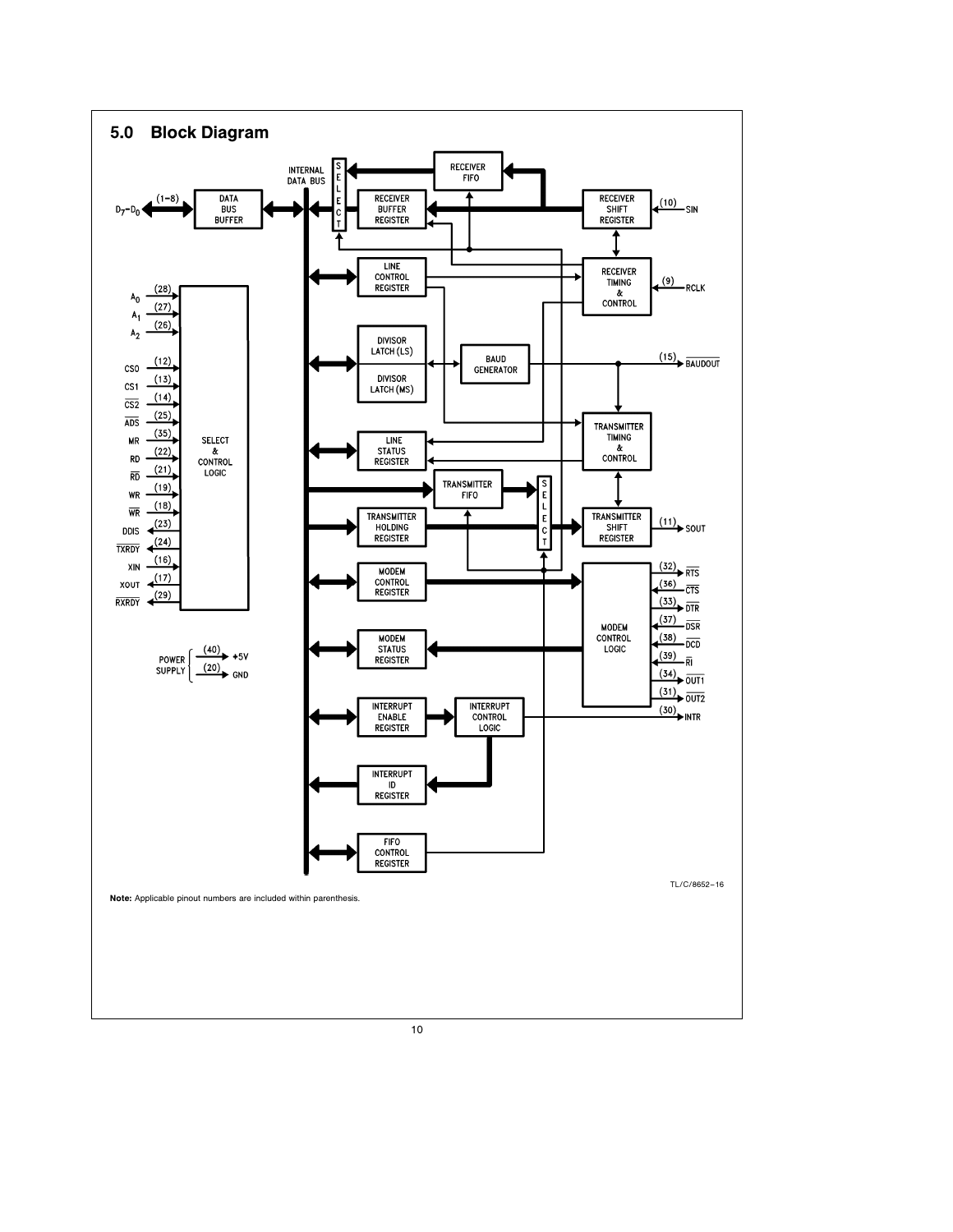## 5.0 Block Diagram

INTERNAL DATA BUS

SELECT

RECEIVER FIFO

RECEIVER BUFFER REGISTER

RECEIVER SHIFT REGISTER

(10) SIN

$D_7$–$D_0$ (1–8) DATA BUS BUFFER

LINE CONTROL REGISTER

RECEIVER TIMING & CONTROL

(9) RCLK

$A_0$ (28)

$A_1$ (27)

$A_2$ (26)

CS0 (12)

CS1 (13)

$\overline{CS2}$ (14)

$\overline{ADS}$ (25)

MR (35)

RD (22)

$\overline{RD}$ (21)

WR (19)

$\overline{WR}$ (18)

DDIS (23)

$\overline{TXRDY}$ (24)

XIN (16)

XOUT (17)

$\overline{RXRDY}$ (29)

SELECT & CONTROL LOGIC

DIVISOR LATCH (LS)

DIVISOR LATCH (MS)

BAUD GENERATOR

(15) $\overline{BAUDOUT}$

TRANSMITTER TIMING & CONTROL

LINE STATUS REGISTER

TRANSMITTER FIFO

SELECT

TRANSMITTER HOLDING REGISTER

TRANSMITTER SHIFT REGISTER

(11) SOUT

MODEM CONTROL REGISTER

MODEM CONTROL LOGIC

(32) $\overline{RTS}$

(36) $\overline{CTS}$

(33) $\overline{DTR}$

(37) $\overline{DSR}$

(38) $\overline{DCD}$

(39) $\overline{RI}$

(34) $\overline{OUT1}$

(31) $\overline{OUT2}$

MODEM STATUS REGISTER

POWER SUPPLY (40) +5V, (20) GND

INTERRUPT ENABLE REGISTER

INTERRUPT CONTROL LOGIC

(30) INTR

INTERRUPT ID REGISTER

FIFO CONTROL REGISTER

TL/C/8652–16

**Note:** Applicable pinout numbers are included within parenthesis.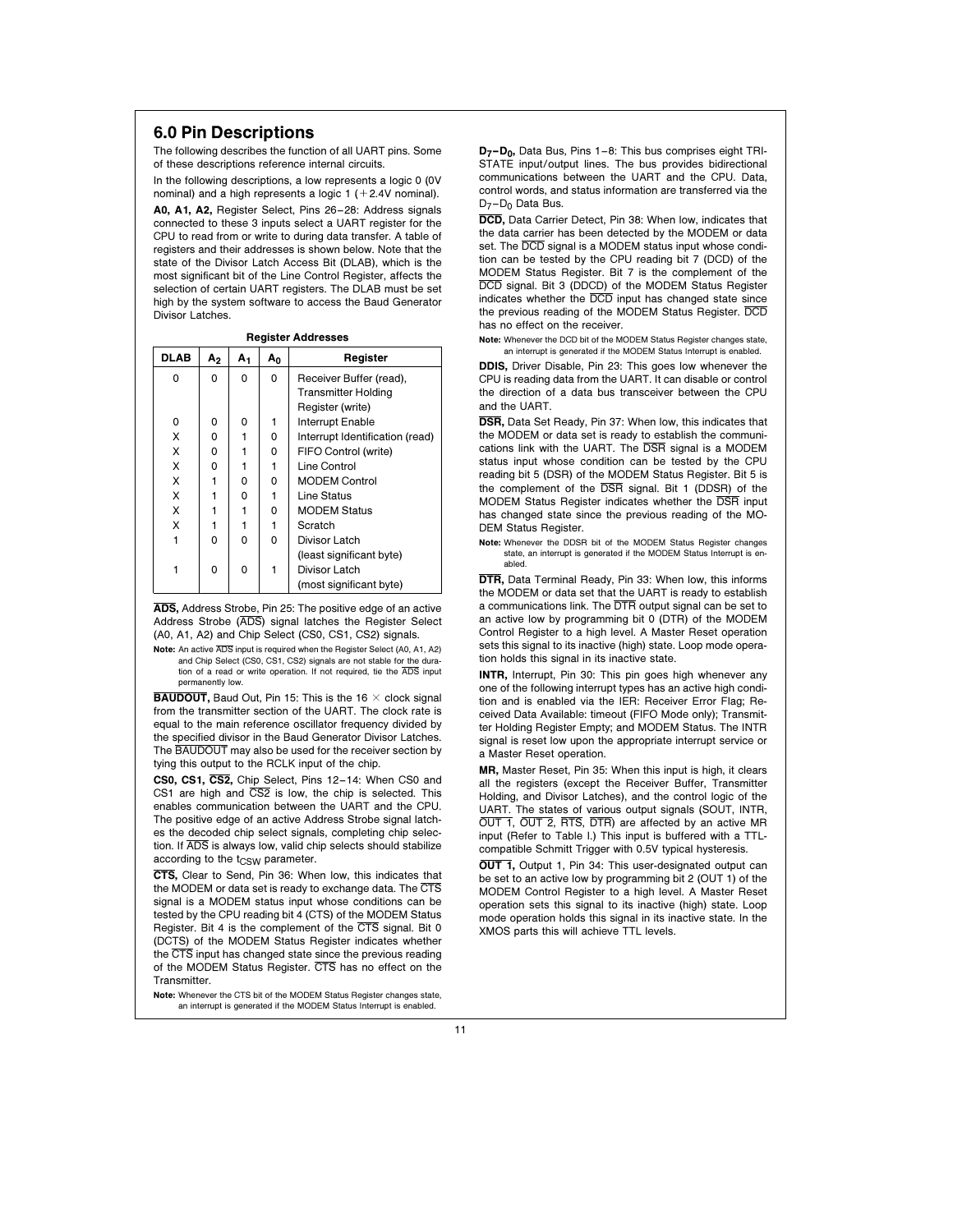## 6.0 Pin Descriptions

The following describes the function of all UART pins. Some of these descriptions reference internal circuits.

In the following descriptions, a low represents a logic 0 (0V nominal) and a high represents a logic 1 (+2.4V nominal).

**A0, A1, A2,** Register Select, Pins 26–28: Address signals connected to these 3 inputs select a UART register for the CPU to read from or write to during data transfer. A table of registers and their addresses is shown below. Note that the state of the Divisor Latch Access Bit (DLAB), which is the most significant bit of the Line Control Register, affects the selection of certain UART registers. The DLAB must be set high by the system software to access the Baud Generator Divisor Latches.

**Register Addresses**

| DLAB | $A_2$ | $A_1$ | $A_0$ | Register |
|---|---|---|---|---|
| 0 | 0 | 0 | 0 | Receiver Buffer (read), Transmitter Holding Register (write) |
| 0 | 0 | 0 | 1 | Interrupt Enable |
| X | 0 | 1 | 0 | Interrupt Identification (read) |
| X | 0 | 1 | 0 | FIFO Control (write) |
| X | 0 | 1 | 1 | Line Control |
| X | 1 | 0 | 0 | MODEM Control |
| X | 1 | 0 | 1 | Line Status |
| X | 1 | 1 | 0 | MODEM Status |
| X | 1 | 1 | 1 | Scratch |
| 1 | 0 | 0 | 0 | Divisor Latch (least significant byte) |
| 1 | 0 | 0 | 1 | Divisor Latch (most significant byte) |

**$\overline{\text{ADS}}$,** Address Strobe, Pin 25: The positive edge of an active Address Strobe ($\overline{\text{ADS}}$) signal latches the Register Select (A0, A1, A2) and Chip Select (CS0, CS1, CS2) signals.

**Note:** An active $\overline{\text{ADS}}$ input is required when the Register Select (A0, A1, A2) and Chip Select (CS0, CS1, CS2) signals are not stable for the duration of a read or write operation. If not required, tie the $\overline{\text{ADS}}$ input permanently low.

**$\overline{\text{BAUDOUT}}$,** Baud Out, Pin 15: This is the 16 × clock signal from the transmitter section of the UART. The clock rate is equal to the main reference oscillator frequency divided by the specified divisor in the Baud Generator Divisor Latches. The $\overline{\text{BAUDOUT}}$ may also be used for the receiver section by tying this output to the RCLK input of the chip.

**CS0, CS1, $\overline{\text{CS2}}$,** Chip Select, Pins 12–14: When CS0 and CS1 are high and $\overline{\text{CS2}}$ is low, the chip is selected. This enables communication between the UART and the CPU. The positive edge of an active Address Strobe signal latches the decoded chip select signals, completing chip selection. If $\overline{\text{ADS}}$ is always low, valid chip selects should stabilize according to the $t_{CSW}$ parameter.

**$\overline{\text{CTS}}$,** Clear to Send, Pin 36: When low, this indicates that the MODEM or data set is ready to exchange data. The $\overline{\text{CTS}}$ signal is a MODEM status input whose conditions can be tested by the CPU reading bit 4 (CTS) of the MODEM Status Register. Bit 4 is the complement of the $\overline{\text{CTS}}$ signal. Bit 0 (DCTS) of the MODEM Status Register indicates whether the $\overline{\text{CTS}}$ input has changed state since the previous reading of the MODEM Status Register. $\overline{\text{CTS}}$ has no effect on the Transmitter.

**Note:** Whenever the CTS bit of the MODEM Status Register changes state, an interrupt is generated if the MODEM Status Interrupt is enabled.

**$D_7$–$D_0$,** Data Bus, Pins 1–8: This bus comprises eight TRI-STATE input/output lines. The bus provides bidirectional communications between the UART and the CPU. Data, control words, and status information are transferred via the $D_7$–$D_0$ Data Bus.

**$\overline{\text{DCD}}$,** Data Carrier Detect, Pin 38: When low, indicates that the data carrier has been detected by the MODEM or data set. The $\overline{\text{DCD}}$ signal is a MODEM status input whose condition can be tested by the CPU reading bit 7 (DCD) of the MODEM Status Register. Bit 7 is the complement of the $\overline{\text{DCD}}$ signal. Bit 3 (DDCD) of the MODEM Status Register indicates whether the $\overline{\text{DCD}}$ input has changed state since the previous reading of the MODEM Status Register. $\overline{\text{DCD}}$ has no effect on the receiver.

**Note:** Whenever the DCD bit of the MODEM Status Register changes state, an interrupt is generated if the MODEM Status Interrupt is enabled.

**DDIS,** Driver Disable, Pin 23: This goes low whenever the CPU is reading data from the UART. It can disable or control the direction of a data bus transceiver between the CPU and the UART.

**$\overline{\text{DSR}}$,** Data Set Ready, Pin 37: When low, this indicates that the MODEM or data set is ready to establish the communications link with the UART. The $\overline{\text{DSR}}$ signal is a MODEM status input whose condition can be tested by the CPU reading bit 5 (DSR) of the MODEM Status Register. Bit 5 is the complement of the $\overline{\text{DSR}}$ signal. Bit 1 (DDSR) of the MODEM Status Register indicates whether the $\overline{\text{DSR}}$ input has changed state since the previous reading of the MODEM Status Register.

**Note:** Whenever the DDSR bit of the MODEM Status Register changes state, an interrupt is generated if the MODEM Status Interrupt is enabled.

**$\overline{\text{DTR}}$,** Data Terminal Ready, Pin 33: When low, this informs the MODEM or data set that the UART is ready to establish a communications link. The $\overline{\text{DTR}}$ output signal can be set to an active low by programming bit 0 (DTR) of the MODEM Control Register to a high level. A Master Reset operation sets this signal to its inactive (high) state. Loop mode operation holds this signal in its inactive state.

**INTR,** Interrupt, Pin 30: This pin goes high whenever any one of the following interrupt types has an active high condition and is enabled via the IER: Receiver Error Flag; Received Data Available: timeout (FIFO Mode only); Transmitter Holding Register Empty; and MODEM Status. The INTR signal is reset low upon the appropriate interrupt service or a Master Reset operation.

**MR,** Master Reset, Pin 35: When this input is high, it clears all the registers (except the Receiver Buffer, Transmitter Holding, and Divisor Latches), and the control logic of the UART. The states of various output signals (SOUT, INTR, $\overline{\text{OUT 1}}$, $\overline{\text{OUT 2}}$, $\overline{\text{RTS}}$, $\overline{\text{DTR}}$) are affected by an active MR input (Refer to Table I.) This input is buffered with a TTL-compatible Schmitt Trigger with 0.5V typical hysteresis.

**$\overline{\text{OUT 1}}$,** Output 1, Pin 34: This user-designated output can be set to an active low by programming bit 2 (OUT 1) of the MODEM Control Register to a high level. A Master Reset operation sets this signal to its inactive (high) state. Loop mode operation holds this signal in its inactive state. In the XMOS parts this will achieve TTL levels.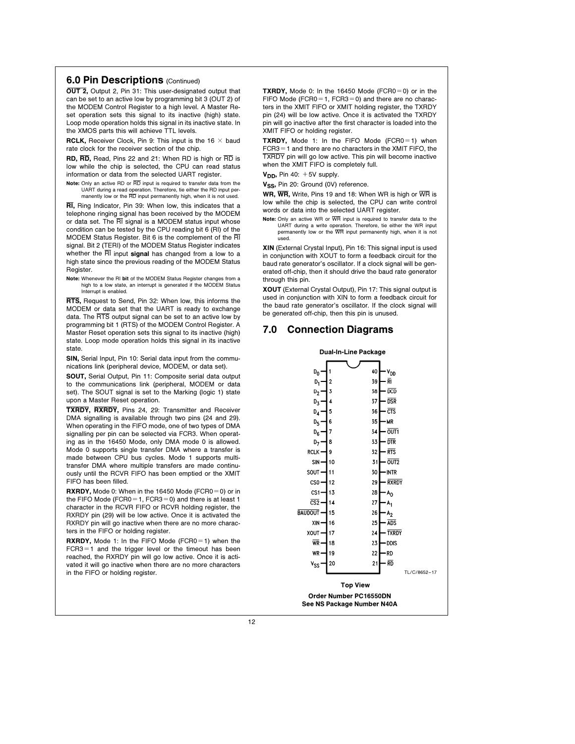## 6.0 Pin Descriptions (Continued)

**OUT 2,** Output 2, Pin 31: This user-designated output that can be set to an active low by programming bit 3 (OUT 2) of the MODEM Control Register to a high level. A Master Reset operation sets this signal to its inactive (high) state. Loop mode operation holds this signal in its inactive state. In the XMOS parts this will achieve TTL levels.

**RCLK,** Receiver Clock, Pin 9: This input is the 16 × baud rate clock for the receiver section of the chip.

**RD, RD,** Read, Pins 22 and 21: When RD is high or RD is low while the chip is selected, the CPU can read status information or data from the selected UART register.

**Note:** Only an active RD or RD input is required to transfer data from the UART during a read operation. Therefore, tie either the RD input permanently low or the RD input permanently high, when it is not used.

**RI,** Ring Indicator, Pin 39: When low, this indicates that a telephone ringing signal has been received by the MODEM or data set. The RI signal is a MODEM status input whose condition can be tested by the CPU reading bit 6 (RI) of the MODEM Status Register. Bit 6 is the complement of the RI signal. Bit 2 (TERI) of the MODEM Status Register indicates whether the RI input **signal** has changed from a low to a high state since the previous reading of the MODEM Status Register.

**Note:** Whenever the RI **bit** of the MODEM Status Register changes from a high to a low state, an interrupt is generated if the MODEM Status Interrupt is enabled.

**RTS,** Request to Send, Pin 32: When low, this informs the MODEM or data set that the UART is ready to exchange data. The RTS output signal can be set to an active low by programming bit 1 (RTS) of the MODEM Control Register. A Master Reset operation sets this signal to its inactive (high) state. Loop mode operation holds this signal in its inactive state.

**SIN,** Serial Input, Pin 10: Serial data input from the communications link (peripheral device, MODEM, or data set).

**SOUT,** Serial Output, Pin 11: Composite serial data output to the communications link (peripheral, MODEM or data set). The SOUT signal is set to the Marking (logic 1) state upon a Master Reset operation.

**TXRDY, RXRDY,** Pins 24, 29: Transmitter and Receiver DMA signalling is available through two pins (24 and 29). When operating in the FIFO mode, one of two types of DMA signalling per pin can be selected via FCR3. When operating as in the 16450 Mode, only DMA mode 0 is allowed. Mode 0 supports single transfer DMA where a transfer is made between CPU bus cycles. Mode 1 supports multi-transfer DMA where multiple transfers are made continuously until the RCVR FIFO has been emptied or the XMIT FIFO has been filled.

**RXRDY,** Mode 0: When in the 16450 Mode (FCR0 = 0) or in the FIFO Mode (FCR0 = 1, FCR3 = 0) and there is at least 1 character in the RCVR FIFO or RCVR holding register, the RXRDY pin (29) will be low active. Once it is activated the RXRDY pin will go inactive when there are no more characters in the FIFO or holding register.

**RXRDY,** Mode 1: In the FIFO Mode (FCR0 = 1) when the FCR3 = 1 and the trigger level or the timeout has been reached, the RXRDY pin will go low active. Once it is activated it will go inactive when there are no more characters in the FIFO or holding register.

**TXRDY,** Mode 0: In the 16450 Mode (FCR0 = 0) or in the FIFO Mode (FCR0 = 1, FCR3 = 0) and there are no characters in the XMIT FIFO or XMIT holding register, the TXRDY pin (24) will be low active. Once it is activated the TXRDY pin will go inactive after the first character is loaded into the XMIT FIFO or holding register.

**TXRDY,** Mode 1: In the FIFO Mode (FCR0 = 1) when FCR3 = 1 and there are no characters in the XMIT FIFO, the TXRDY pin will go low active. This pin will become inactive when the XMIT FIFO is completely full.

**$V_{DD}$,** Pin 40: +5V supply.

**$V_{SS}$,** Pin 20: Ground (0V) reference.

**WR, WR,** Write, Pins 19 and 18: When WR is high or WR is low while the chip is selected, the CPU can write control words or data into the selected UART register.

**Note:** Only an active WR or WR input is required to transfer data to the UART during a write operation. Therefore, tie either the WR input permanently low or the WR input permanently high, when it is not used.

**XIN** (External Crystal Input), Pin 16: This signal input is used in conjunction with XOUT to form a feedback circuit for the baud rate generator's oscillator. If a clock signal will be generated off-chip, then it should drive the baud rate generator through this pin.

**XOUT** (External Crystal Output), Pin 17: This signal output is used in conjunction with XIN to form a feedback circuit for the baud rate generator's oscillator. If the clock signal will be generated off-chip, then this pin is unused.

## 7.0 Connection Diagrams

**Dual-In-Line Package**

| Signal | Pin | Pin | Signal |
|---|---|---|---|
| $D_0$ | 1 | 40 | $V_{DD}$ |
| $D_1$ | 2 | 39 | RI |
| $D_2$ | 3 | 38 | DCD |
| $D_3$ | 4 | 37 | DSR |
| $D_4$ | 5 | 36 | CTS |
| $D_5$ | 6 | 35 | MR |
| $D_6$ | 7 | 34 | OUT1 |
| $D_7$ | 8 | 33 | DTR |
| RCLK | 9 | 32 | RTS |
| SIN | 10 | 31 | OUT2 |
| SOUT | 11 | 30 | INTR |
| CS0 | 12 | 29 | RXRDY |
| CS1 | 13 | 28 | $A_0$ |
| CS2 | 14 | 27 | $A_1$ |
| BAUDOUT | 15 | 26 | $A_2$ |
| XIN | 16 | 25 | ADS |
| XOUT | 17 | 24 | TXRDY |
| WR | 18 | 23 | DDIS |
| WR | 19 | 22 | RD |
| $V_{SS}$ | 20 | 21 | RD |

TL/C/8652–17

**Top View**

**Order Number PC16550DN**
**See NS Package Number N40A**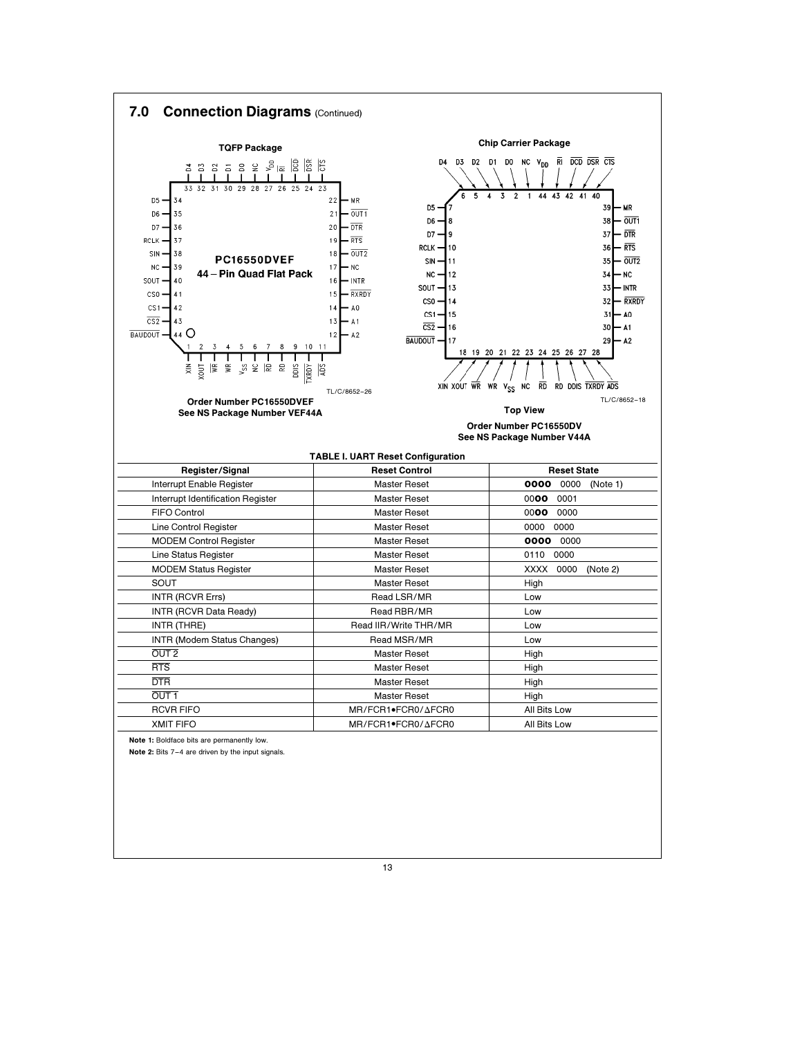## 7.0 Connection Diagrams (Continued)

**TQFP Package**

**PC16550DVEF**
**44 – Pin Quad Flat Pack**

TL/C/8652–26

**Order Number PC16550DVEF**
**See NS Package Number VEF44A**

**Chip Carrier Package**

TL/C/8652–18

**Top View**

**Order Number PC16550DV**
**See NS Package Number V44A**

**TABLE I. UART Reset Configuration**

| Register/Signal | Reset Control | Reset State |
|---|---|---|
| Interrupt Enable Register | Master Reset | **0000** 0000 (Note 1) |
| Interrupt Identification Register | Master Reset | 00**00** 0001 |
| FIFO Control | Master Reset | 00**00** 0000 |
| Line Control Register | Master Reset | 0000 0000 |
| MODEM Control Register | Master Reset | **0000** 0000 |
| Line Status Register | Master Reset | 0110 0000 |
| MODEM Status Register | Master Reset | XXXX 0000 (Note 2) |
| SOUT | Master Reset | High |
| INTR (RCVR Errs) | Read LSR/MR | Low |
| INTR (RCVR Data Ready) | Read RBR/MR | Low |
| INTR (THRE) | Read IIR/Write THR/MR | Low |
| INTR (Modem Status Changes) | Read MSR/MR | Low |
| $\overline{\text{OUT 2}}$ | Master Reset | High |
| $\overline{\text{RTS}}$ | Master Reset | High |
| $\overline{\text{DTR}}$ | Master Reset | High |
| $\overline{\text{OUT 1}}$ | Master Reset | High |
| RCVR FIFO | MR/FCR1•FCR0/ΔFCR0 | All Bits Low |
| XMIT FIFO | MR/FCR1•FCR0/ΔFCR0 | All Bits Low |

**Note 1:** Boldface bits are permanently low.

**Note 2:** Bits 7–4 are driven by the input signals.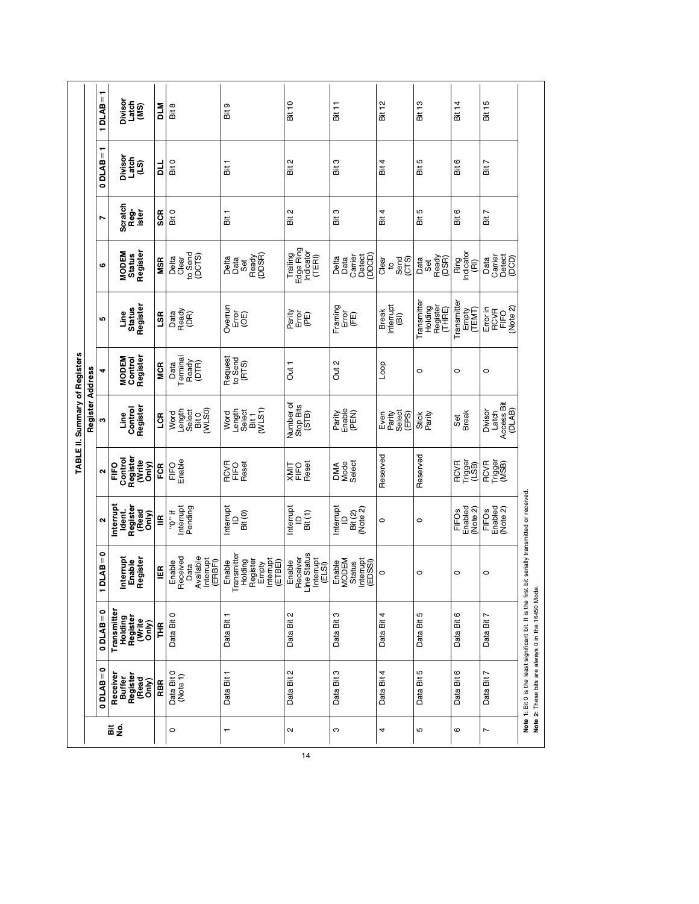**TABLE II. Summary of Registers**

| Bit No. | 0 DLAB=0 | 0 DLAB=0 | 1 DLAB=0 | 2 | 2 | 3 | 4 | 5 | 6 | 7 | 0 DLAB=1 | 1 DLAB=1 |
|---|---|---|---|---|---|---|---|---|---|---|---|---|
| | **Receiver Buffer Register (Read Only)** | **Transmitter Holding Register (Write Only)** | **Interrupt Enable Register** | **Interrupt Ident. Register (Read Only)** | **FIFO Control Register (Write Only)** | **Line Control Register** | **MODEM Control Register** | **Line Status Register** | **MODEM Status Register** | **Scratch Reg- ister** | **Divisor Latch (LS)** | **Divisor Latch (MS)** |
| | **RBR** | **THR** | **IER** | **IIR** | **FCR** | **LCR** | **MCR** | **LSR** | **MSR** | **SCR** | **DLL** | **DLM** |
| 0 | Data Bit 0 (Note 1) | Data Bit 0 | Enable Received Data Available Interrupt (ERBFI) | "0" if Interrupt Pending | FIFO Enable | Word Length Select Bit 0 (WLS0) | Data Terminal Ready (DTR) | Data Ready (DR) | Delta Clear to Send (DCTS) | Bit 0 | Bit 0 | Bit 8 |
| 1 | Data Bit 1 | Data Bit 1 | Enable Transmitter Holding Register Empty Interrupt (ETBEI) | Interrupt ID Bit (0) | RCVR FIFO Reset | Word Length Select Bit 1 (WLS1) | Request to Send (RTS) | Overrun Error (OE) | Delta Data Set Ready (DDSR) | Bit 1 | Bit 1 | Bit 9 |
| 2 | Data Bit 2 | Data Bit 2 | Enable Receiver Line Status Interrupt (ELSI) | Interrupt ID Bit (1) | XMIT FIFO Reset | Number of Stop Bits (STB) | Out 1 | Parity Error (PE) | Trailing Edge Ring Indicator (TERI) | Bit 2 | Bit 2 | Bit 10 |
| 3 | Data Bit 3 | Data Bit 3 | Enable MODEM Status Interrupt (EDSSI) | Interrupt ID Bit (2) (Note 2) | DMA Mode Select | Parity Enable (PEN) | Out 2 | Framing Error (FE) | Delta Data Carrier Detect (DDCD) | Bit 3 | Bit 3 | Bit 11 |
| 4 | Data Bit 4 | Data Bit 4 | 0 | 0 | Reserved | Even Parity Select (EPS) | Loop | Break Interrupt (BI) | Clear to Send (CTS) | Bit 4 | Bit 4 | Bit 12 |
| 5 | Data Bit 5 | Data Bit 5 | 0 | 0 | Reserved | Stick Parity | 0 | Transmitter Holding Register (THRE) | Data Set Ready (DSR) | Bit 5 | Bit 5 | Bit 13 |
| 6 | Data Bit 6 | Data Bit 6 | 0 | FIFOs Enabled (Note 2) | RCVR Trigger (LSB) | Set Break | 0 | Transmitter Empty (TEMT) | Ring Indicator (RI) | Bit 6 | Bit 6 | Bit 14 |
| 7 | Data Bit 7 | Data Bit 7 | 0 | FIFOs Enabled (Note 2) | RCVR Trigger (MSB) | Divisor Latch Access Bit (DLAB) | 0 | Error in RCVR FIFO (Note 2) | Data Carrier Detect (DCD) | Bit 7 | Bit 7 | Bit 15 |

**Note 1:** Bit 0 is the least significant bit. It is the first bit serially transmitted or received.

**Note 2:** These bits are always 0 in the 16450 Mode.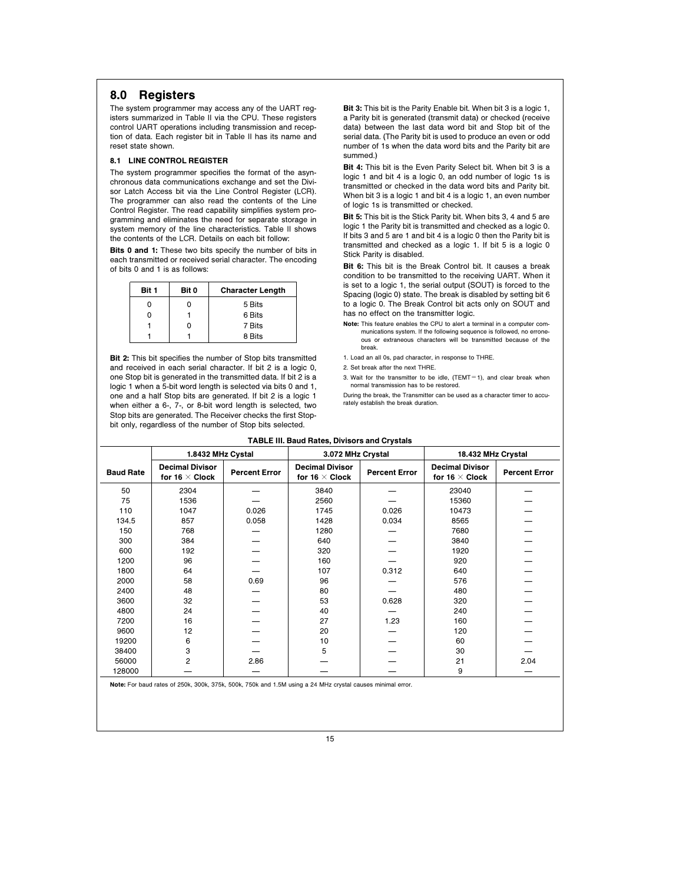## 8.0 Registers

The system programmer may access any of the UART registers summarized in Table II via the CPU. These registers control UART operations including transmission and reception of data. Each register bit in Table II has its name and reset state shown.

### 8.1 LINE CONTROL REGISTER

The system programmer specifies the format of the asynchronous data communications exchange and set the Divisor Latch Access bit via the Line Control Register (LCR). The programmer can also read the contents of the Line Control Register. The read capability simplifies system programming and eliminates the need for separate storage in system memory of the line characteristics. Table II shows the contents of the LCR. Details on each bit follow:

**Bits 0 and 1:** These two bits specify the number of bits in each transmitted or received serial character. The encoding of bits 0 and 1 is as follows:

| Bit 1 | Bit 0 | Character Length |
|---|---|---|
| 0 | 0 | 5 Bits |
| 0 | 1 | 6 Bits |
| 1 | 0 | 7 Bits |
| 1 | 1 | 8 Bits |

**Bit 2:** This bit specifies the number of Stop bits transmitted and received in each serial character. If bit 2 is a logic 0, one Stop bit is generated in the transmitted data. If bit 2 is a logic 1 when a 5-bit word length is selected via bits 0 and 1, one and a half Stop bits are generated. If bit 2 is a logic 1 when either a 6-, 7-, or 8-bit word length is selected, two Stop bits are generated. The Receiver checks the first Stop-bit only, regardless of the number of Stop bits selected.

**Bit 3:** This bit is the Parity Enable bit. When bit 3 is a logic 1, a Parity bit is generated (transmit data) or checked (receive data) between the last data word bit and Stop bit of the serial data. (The Parity bit is used to produce an even or odd number of 1s when the data word bits and the Parity bit are summed.)

**Bit 4:** This bit is the Even Parity Select bit. When bit 3 is a logic 1 and bit 4 is a logic 0, an odd number of logic 1s is transmitted or checked in the data word bits and Parity bit. When bit 3 is a logic 1 and bit 4 is a logic 1, an even number of logic 1s is transmitted or checked.

**Bit 5:** This bit is the Stick Parity bit. When bits 3, 4 and 5 are logic 1 the Parity bit is transmitted and checked as a logic 0. If bits 3 and 5 are 1 and bit 4 is a logic 0 then the Parity bit is transmitted and checked as a logic 1. If bit 5 is a logic 0 Stick Parity is disabled.

**Bit 6:** This bit is the Break Control bit. It causes a break condition to be transmitted to the receiving UART. When it is set to a logic 1, the serial output (SOUT) is forced to the Spacing (logic 0) state. The break is disabled by setting bit 6 to a logic 0. The Break Control bit acts only on SOUT and has no effect on the transmitter logic.

**Note:** This feature enables the CPU to alert a terminal in a computer communications system. If the following sequence is followed, no erroneous or extraneous characters will be transmitted because of the break.

1. Load an all 0s, pad character, in response to THRE.
2. Set break after the next THRE.
3. Wait for the transmitter to be idle, (TEMT = 1), and clear break when normal transmission has to be restored.

During the break, the Transmitter can be used as a character timer to accurately establish the break duration.

**TABLE III. Baud Rates, Divisors and Crystals**

| Baud Rate | 1.8432 MHz Cystal | | 3.072 MHz Crystal | | 18.432 MHz Crystal | |
|---|---|---|---|---|---|---|
| | Decimal Divisor for 16 × Clock | Percent Error | Decimal Divisor for 16 × Clock | Percent Error | Decimal Divisor for 16 × Clock | Percent Error |
| 50 | 2304 | — | 3840 | — | 23040 | — |
| 75 | 1536 | — | 2560 | — | 15360 | — |
| 110 | 1047 | 0.026 | 1745 | 0.026 | 10473 | — |
| 134.5 | 857 | 0.058 | 1428 | 0.034 | 8565 | — |
| 150 | 768 | — | 1280 | — | 7680 | — |
| 300 | 384 | — | 640 | — | 3840 | — |
| 600 | 192 | — | 320 | — | 1920 | — |
| 1200 | 96 | — | 160 | — | 920 | — |
| 1800 | 64 | — | 107 | 0.312 | 640 | — |
| 2000 | 58 | 0.69 | 96 | — | 576 | — |
| 2400 | 48 | — | 80 | — | 480 | — |
| 3600 | 32 | — | 53 | 0.628 | 320 | — |
| 4800 | 24 | — | 40 | — | 240 | — |
| 7200 | 16 | — | 27 | 1.23 | 160 | — |
| 9600 | 12 | — | 20 | — | 120 | — |
| 19200 | 6 | — | 10 | — | 60 | — |
| 38400 | 3 | — | 5 | — | 30 | — |
| 56000 | 2 | 2.86 | — | — | 21 | 2.04 |
| 128000 | — | — | — | — | 9 | — |

**Note:** For baud rates of 250k, 300k, 375k, 500k, 750k and 1.5M using a 24 MHz crystal causes minimal error.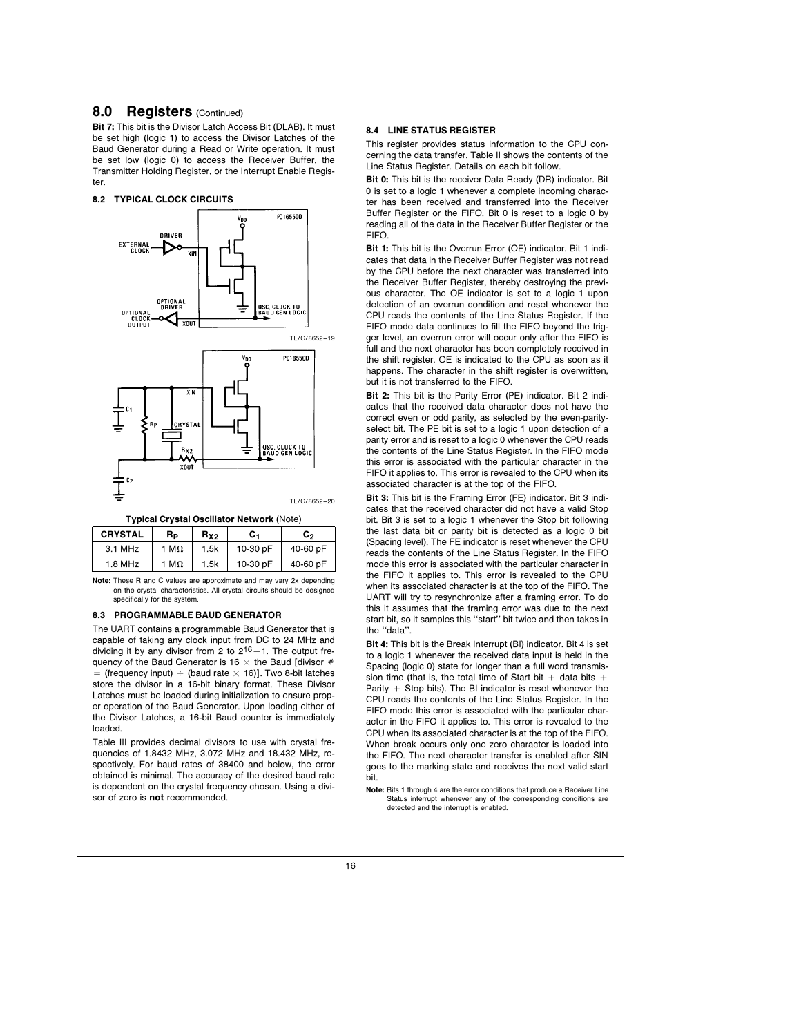## 8.0 Registers (Continued)

**Bit 7:** This bit is the Divisor Latch Access Bit (DLAB). It must be set high (logic 1) to access the Divisor Latches of the Baud Generator during a Read or Write operation. It must be set low (logic 0) to access the Receiver Buffer, the Transmitter Holding Register, or the Interrupt Enable Register.

### 8.2 TYPICAL CLOCK CIRCUITS

TL/C/8652–19

TL/C/8652–20

**Typical Crystal Oscillator Network** (Note)

| CRYSTAL | $R_P$ | $R_{X2}$ | $C_1$ | $C_2$ |
|---|---|---|---|---|
| 3.1 MHz | 1 MΩ | 1.5k | 10-30 pF | 40-60 pF |
| 1.8 MHz | 1 MΩ | 1.5k | 10-30 pF | 40-60 pF |

**Note:** These R and C values are approximate and may vary 2x depending on the crystal characteristics. All crystal circuits should be designed specifically for the system.

### 8.3 PROGRAMMABLE BAUD GENERATOR

The UART contains a programmable Baud Generator that is capable of taking any clock input from DC to 24 MHz and dividing it by any divisor from 2 to $2^{16}-1$. The output frequency of the Baud Generator is 16 × the Baud [divisor # = (frequency input) ÷ (baud rate × 16)]. Two 8-bit latches store the divisor in a 16-bit binary format. These Divisor Latches must be loaded during initialization to ensure proper operation of the Baud Generator. Upon loading either of the Divisor Latches, a 16-bit Baud counter is immediately loaded.

Table III provides decimal divisors to use with crystal frequencies of 1.8432 MHz, 3.072 MHz and 18.432 MHz, respectively. For baud rates of 38400 and below, the error obtained is minimal. The accuracy of the desired baud rate is dependent on the crystal frequency chosen. Using a divisor of zero is **not** recommended.

### 8.4 LINE STATUS REGISTER

This register provides status information to the CPU concerning the data transfer. Table II shows the contents of the Line Status Register. Details on each bit follow.

**Bit 0:** This bit is the receiver Data Ready (DR) indicator. Bit 0 is set to a logic 1 whenever a complete incoming character has been received and transferred into the Receiver Buffer Register or the FIFO. Bit 0 is reset to a logic 0 by reading all of the data in the Receiver Buffer Register or the FIFO.

**Bit 1:** This bit is the Overrun Error (OE) indicator. Bit 1 indicates that data in the Receiver Buffer Register was not read by the CPU before the next character was transferred into the Receiver Buffer Register, thereby destroying the previous character. The OE indicator is set to a logic 1 upon detection of an overrun condition and reset whenever the CPU reads the contents of the Line Status Register. If the FIFO mode data continues to fill the FIFO beyond the trigger level, an overrun error will occur only after the FIFO is full and the next character has been completely received in the shift register. OE is indicated to the CPU as soon as it happens. The character in the shift register is overwritten, but it is not transferred to the FIFO.

**Bit 2:** This bit is the Parity Error (PE) indicator. Bit 2 indicates that the received data character does not have the correct even or odd parity, as selected by the even-parity-select bit. The PE bit is set to a logic 1 upon detection of a parity error and is reset to a logic 0 whenever the CPU reads the contents of the Line Status Register. In the FIFO mode this error is associated with the particular character in the FIFO it applies to. This error is revealed to the CPU when its associated character is at the top of the FIFO.

**Bit 3:** This bit is the Framing Error (FE) indicator. Bit 3 indicates that the received character did not have a valid Stop bit. Bit 3 is set to a logic 1 whenever the Stop bit following the last data bit or parity bit is detected as a logic 0 bit (Spacing level). The FE indicator is reset whenever the CPU reads the contents of the Line Status Register. In the FIFO mode this error is associated with the particular character in the FIFO it applies to. This error is revealed to the CPU when its associated character is at the top of the FIFO. The UART will try to resynchronize after a framing error. To do this it assumes that the framing error was due to the next start bit, so it samples this "start" bit twice and then takes in the "data".

**Bit 4:** This bit is the Break Interrupt (BI) indicator. Bit 4 is set to a logic 1 whenever the received data input is held in the Spacing (logic 0) state for longer than a full word transmission time (that is, the total time of Start bit + data bits + Parity + Stop bits). The BI indicator is reset whenever the CPU reads the contents of the Line Status Register. In the FIFO mode this error is associated with the particular character in the FIFO it applies to. This error is revealed to the CPU when its associated character is at the top of the FIFO. When break occurs only one zero character is loaded into the FIFO. The next character transfer is enabled after SIN goes to the marking state and receives the next valid start bit.

**Note:** Bits 1 through 4 are the error conditions that produce a Receiver Line Status interrupt whenever any of the corresponding conditions are detected and the interrupt is enabled.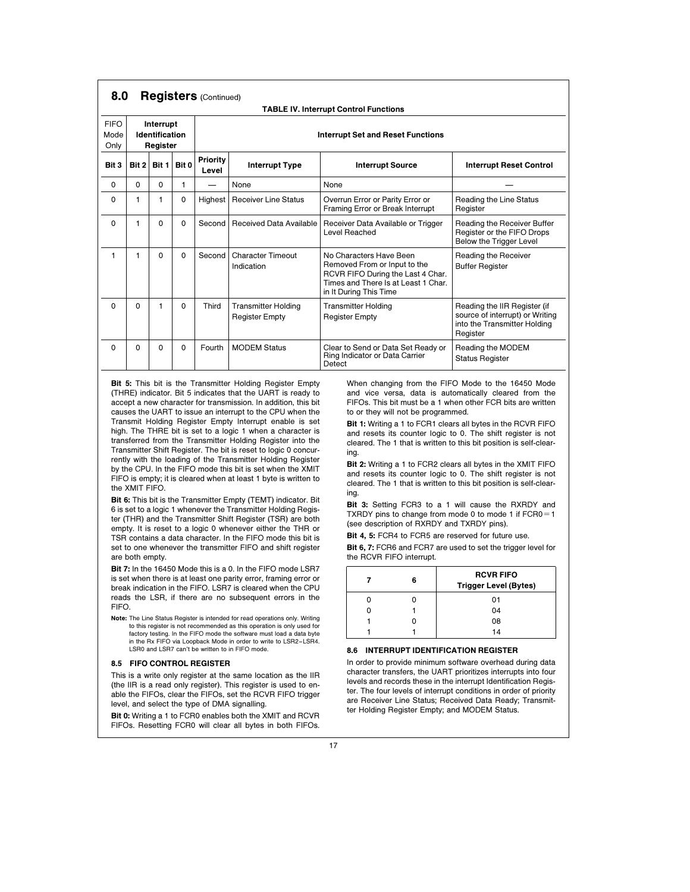## 8.0 Registers (Continued)

**TABLE IV. Interrupt Control Functions**

| FIFO Mode Only | Interrupt Identification Register | | | Interrupt Set and Reset Functions | | | |
|---|---|---|---|---|---|---|---|
| **Bit 3** | **Bit 2** | **Bit 1** | **Bit 0** | **Priority Level** | **Interrupt Type** | **Interrupt Source** | **Interrupt Reset Control** |
| 0 | 0 | 0 | 1 | — | None | None | — |
| 0 | 1 | 1 | 0 | Highest | Receiver Line Status | Overrun Error or Parity Error or Framing Error or Break Interrupt | Reading the Line Status Register |
| 0 | 1 | 0 | 0 | Second | Received Data Available | Receiver Data Available or Trigger Level Reached | Reading the Receiver Buffer Register or the FIFO Drops Below the Trigger Level |
| 1 | 1 | 0 | 0 | Second | Character Timeout Indication | No Characters Have Been Removed From or Input to the RCVR FIFO During the Last 4 Char. Times and There Is at Least 1 Char. in It During This Time | Reading the Receiver Buffer Register |
| 0 | 0 | 1 | 0 | Third | Transmitter Holding Register Empty | Transmitter Holding Register Empty | Reading the IIR Register (if source of interrupt) or Writing into the Transmitter Holding Register |
| 0 | 0 | 0 | 0 | Fourth | MODEM Status | Clear to Send or Data Set Ready or Ring Indicator or Data Carrier Detect | Reading the MODEM Status Register |

**Bit 5:** This bit is the Transmitter Holding Register Empty (THRE) indicator. Bit 5 indicates that the UART is ready to accept a new character for transmission. In addition, this bit causes the UART to issue an interrupt to the CPU when the Transmit Holding Register Empty Interrupt enable is set high. The THRE bit is set to a logic 1 when a character is transferred from the Transmitter Holding Register into the Transmitter Shift Register. The bit is reset to logic 0 concurrently with the loading of the Transmitter Holding Register by the CPU. In the FIFO mode this bit is set when the XMIT FIFO is empty; it is cleared when at least 1 byte is written to the XMIT FIFO.

**Bit 6:** This bit is the Transmitter Empty (TEMT) indicator. Bit 6 is set to a logic 1 whenever the Transmitter Holding Register (THR) and the Transmitter Shift Register (TSR) are both empty. It is reset to a logic 0 whenever either the THR or TSR contains a data character. In the FIFO mode this bit is set to one whenever the transmitter FIFO and shift register are both empty.

**Bit 7:** In the 16450 Mode this is a 0. In the FIFO mode LSR7 is set when there is at least one parity error, framing error or break indication in the FIFO. LSR7 is cleared when the CPU reads the LSR, if there are no subsequent errors in the FIFO.

**Note:** The Line Status Register is intended for read operations only. Writing to this register is not recommended as this operation is only used for factory testing. In the FIFO mode the software must load a data byte in the Rx FIFO via Loopback Mode in order to write to LSR2–LSR4. LSR0 and LSR7 can't be written to in FIFO mode.

### 8.5 FIFO CONTROL REGISTER

This is a write only register at the same location as the IIR (the IIR is a read only register). This register is used to enable the FIFOs, clear the FIFOs, set the RCVR FIFO trigger level, and select the type of DMA signalling.

**Bit 0:** Writing a 1 to FCR0 enables both the XMIT and RCVR FIFOs. Resetting FCR0 will clear all bytes in both FIFOs. When changing from the FIFO Mode to the 16450 Mode and vice versa, data is automatically cleared from the FIFOs. This bit must be a 1 when other FCR bits are written to or they will not be programmed.

**Bit 1:** Writing a 1 to FCR1 clears all bytes in the RCVR FIFO and resets its counter logic to 0. The shift register is not cleared. The 1 that is written to this bit position is self-clearing.

**Bit 2:** Writing a 1 to FCR2 clears all bytes in the XMIT FIFO and resets its counter logic to 0. The shift register is not cleared. The 1 that is written to this bit position is self-clearing.

**Bit 3:** Setting FCR3 to a 1 will cause the RXRDY and TXRDY pins to change from mode 0 to mode 1 if FCR0 = 1 (see description of RXRDY and TXRDY pins).

**Bit 4, 5:** FCR4 to FCR5 are reserved for future use.

**Bit 6, 7:** FCR6 and FCR7 are used to set the trigger level for the RCVR FIFO interrupt.

| 7 | 6 | RCVR FIFO Trigger Level (Bytes) |
|---|---|---|
| 0 | 0 | 01 |
| 0 | 1 | 04 |
| 1 | 0 | 08 |
| 1 | 1 | 14 |

### 8.6 INTERRUPT IDENTIFICATION REGISTER

In order to provide minimum software overhead during data character transfers, the UART prioritizes interrupts into four levels and records these in the interrupt Identification Register. The four levels of interrupt conditions in order of priority are Receiver Line Status; Received Data Ready; Transmitter Holding Register Empty; and MODEM Status.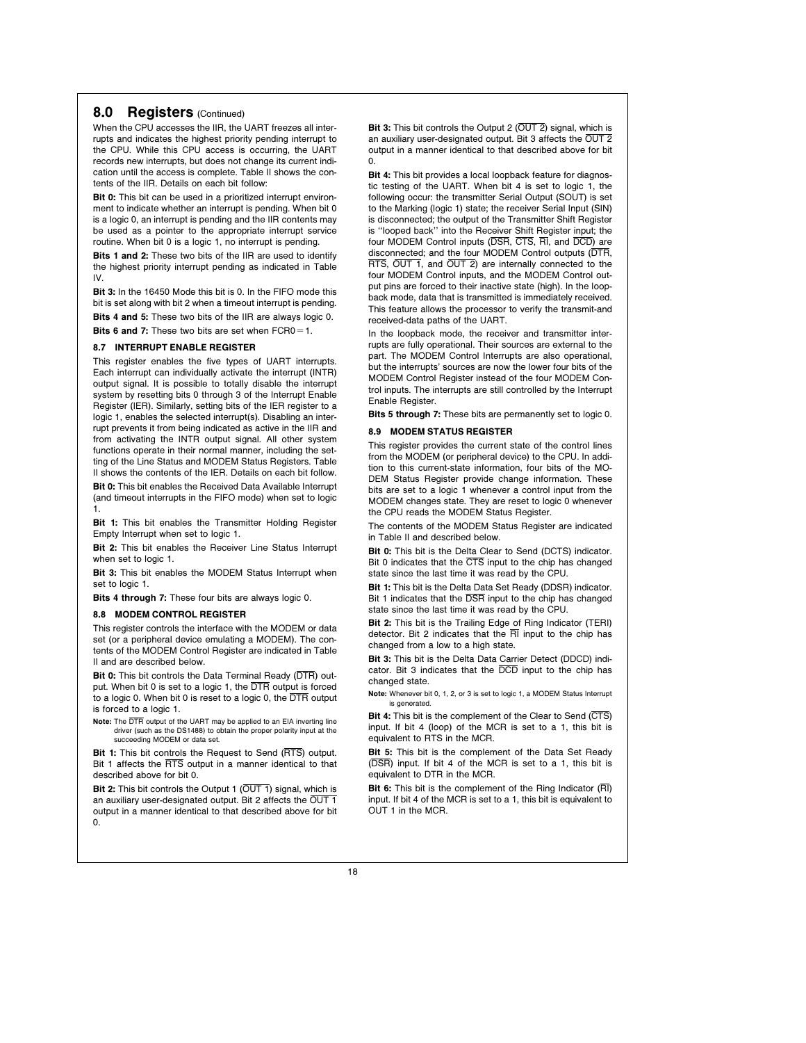## 8.0 Registers (Continued)

When the CPU accesses the IIR, the UART freezes all interrupts and indicates the highest priority pending interrupt to the CPU. While this CPU access is occurring, the UART records new interrupts, but does not change its current indication until the access is complete. Table II shows the contents of the IIR. Details on each bit follow:

**Bit 0:** This bit can be used in a prioritized interrupt environment to indicate whether an interrupt is pending. When bit 0 is a logic 0, an interrupt is pending and the IIR contents may be used as a pointer to the appropriate interrupt service routine. When bit 0 is a logic 1, no interrupt is pending.

**Bits 1 and 2:** These two bits of the IIR are used to identify the highest priority interrupt pending as indicated in Table IV.

**Bit 3:** In the 16450 Mode this bit is 0. In the FIFO mode this bit is set along with bit 2 when a timeout interrupt is pending.

**Bits 4 and 5:** These two bits of the IIR are always logic 0.

**Bits 6 and 7:** These two bits are set when FCR0 = 1.

### 8.7 INTERRUPT ENABLE REGISTER

This register enables the five types of UART interrupts. Each interrupt can individually activate the interrupt (INTR) output signal. It is possible to totally disable the interrupt system by resetting bits 0 through 3 of the Interrupt Enable Register (IER). Similarly, setting bits of the IER register to a logic 1, enables the selected interrupt(s). Disabling an interrupt prevents it from being indicated as active in the IIR and from activating the INTR output signal. All other system functions operate in their normal manner, including the setting of the Line Status and MODEM Status Registers. Table II shows the contents of the IER. Details on each bit follow.

**Bit 0:** This bit enables the Received Data Available Interrupt (and timeout interrupts in the FIFO mode) when set to logic 1.

**Bit 1:** This bit enables the Transmitter Holding Register Empty Interrupt when set to logic 1.

**Bit 2:** This bit enables the Receiver Line Status Interrupt when set to logic 1.

**Bit 3:** This bit enables the MODEM Status Interrupt when set to logic 1.

**Bits 4 through 7:** These four bits are always logic 0.

### 8.8 MODEM CONTROL REGISTER

This register controls the interface with the MODEM or data set (or a peripheral device emulating a MODEM). The contents of the MODEM Control Register are indicated in Table II and are described below.

**Bit 0:** This bit controls the Data Terminal Ready ($\overline{\text{DTR}}$) output. When bit 0 is set to a logic 1, the $\overline{\text{DTR}}$ output is forced to a logic 0. When bit 0 is reset to a logic 0, the $\overline{\text{DTR}}$ output is forced to a logic 1.

**Note:** The $\overline{\text{DTR}}$ output of the UART may be applied to an EIA inverting line driver (such as the DS1488) to obtain the proper polarity input at the succeeding MODEM or data set.

**Bit 1:** This bit controls the Request to Send ($\overline{\text{RTS}}$) output. Bit 1 affects the $\overline{\text{RTS}}$ output in a manner identical to that described above for bit 0.

**Bit 2:** This bit controls the Output 1 ($\overline{\text{OUT 1}}$) signal, which is an auxiliary user-designated output. Bit 2 affects the $\overline{\text{OUT 1}}$ output in a manner identical to that described above for bit 0.

**Bit 3:** This bit controls the Output 2 ($\overline{\text{OUT 2}}$) signal, which is an auxiliary user-designated output. Bit 3 affects the $\overline{\text{OUT 2}}$ output in a manner identical to that described above for bit 0.

**Bit 4:** This bit provides a local loopback feature for diagnostic testing of the UART. When bit 4 is set to logic 1, the following occur: the transmitter Serial Output (SOUT) is set to the Marking (logic 1) state; the receiver Serial Input (SIN) is disconnected; the output of the Transmitter Shift Register is "looped back" into the Receiver Shift Register input; the four MODEM Control inputs ($\overline{\text{DSR}}$, $\overline{\text{CTS}}$, $\overline{\text{RI}}$, and $\overline{\text{DCD}}$) are disconnected; and the four MODEM Control outputs ($\overline{\text{DTR}}$, $\overline{\text{RTS}}$, $\overline{\text{OUT 1}}$, and $\overline{\text{OUT 2}}$) are internally connected to the four MODEM Control inputs, and the MODEM Control output pins are forced to their inactive state (high). In the loopback mode, data that is transmitted is immediately received. This feature allows the processor to verify the transmit-and received-data paths of the UART.

In the loopback mode, the receiver and transmitter interrupts are fully operational. Their sources are external to the part. The MODEM Control Interrupts are also operational, but the interrupts' sources are now the lower four bits of the MODEM Control Register instead of the four MODEM Control inputs. The interrupts are still controlled by the Interrupt Enable Register.

**Bits 5 through 7:** These bits are permanently set to logic 0.

### 8.9 MODEM STATUS REGISTER

This register provides the current state of the control lines from the MODEM (or peripheral device) to the CPU. In addition to this current-state information, four bits of the MODEM Status Register provide change information. These bits are set to a logic 1 whenever a control input from the MODEM changes state. They are reset to logic 0 whenever the CPU reads the MODEM Status Register.

The contents of the MODEM Status Register are indicated in Table II and described below.

**Bit 0:** This bit is the Delta Clear to Send (DCTS) indicator. Bit 0 indicates that the $\overline{\text{CTS}}$ input to the chip has changed state since the last time it was read by the CPU.

**Bit 1:** This bit is the Delta Data Set Ready (DDSR) indicator. Bit 1 indicates that the $\overline{\text{DSR}}$ input to the chip has changed state since the last time it was read by the CPU.

**Bit 2:** This bit is the Trailing Edge of Ring Indicator (TERI) detector. Bit 2 indicates that the $\overline{\text{RI}}$ input to the chip has changed from a low to a high state.

**Bit 3:** This bit is the Delta Data Carrier Detect (DDCD) indicator. Bit 3 indicates that the $\overline{\text{DCD}}$ input to the chip has changed state.

**Note:** Whenever bit 0, 1, 2, or 3 is set to logic 1, a MODEM Status Interrupt is generated.

**Bit 4:** This bit is the complement of the Clear to Send ($\overline{\text{CTS}}$) input. If bit 4 (loop) of the MCR is set to a 1, this bit is equivalent to RTS in the MCR.

**Bit 5:** This bit is the complement of the Data Set Ready ($\overline{\text{DSR}}$) input. If bit 4 of the MCR is set to a 1, this bit is equivalent to DTR in the MCR.

**Bit 6:** This bit is the complement of the Ring Indicator ($\overline{\text{RI}}$) input. If bit 4 of the MCR is set to a 1, this bit is equivalent to OUT 1 in the MCR.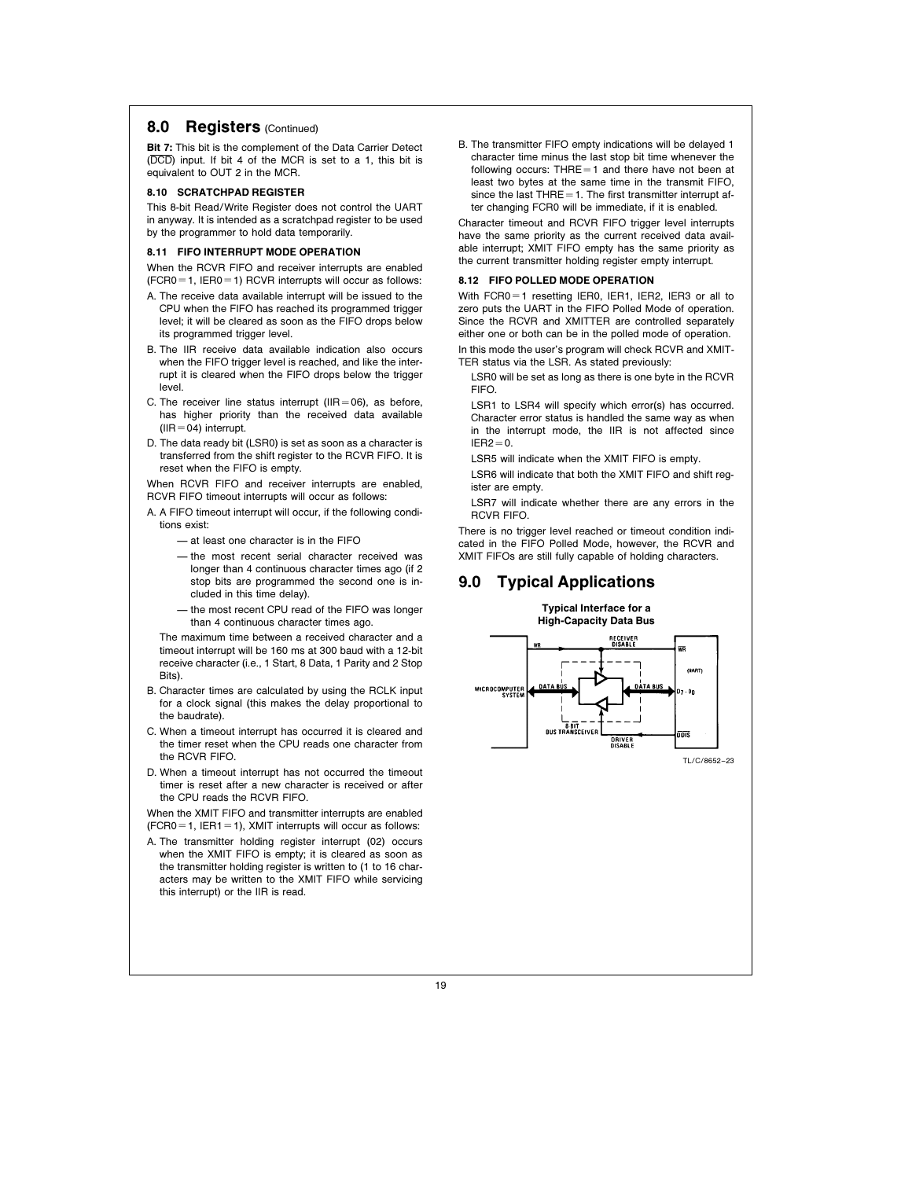## 8.0 Registers (Continued)

**Bit 7:** This bit is the complement of the Data Carrier Detect ($\overline{DCD}$) input. If bit 4 of the MCR is set to a 1, this bit is equivalent to OUT 2 in the MCR.

### 8.10 SCRATCHPAD REGISTER

This 8-bit Read/Write Register does not control the UART in anyway. It is intended as a scratchpad register to be used by the programmer to hold data temporarily.

### 8.11 FIFO INTERRUPT MODE OPERATION

When the RCVR FIFO and receiver interrupts are enabled (FCR0 = 1, IER0 = 1) RCVR interrupts will occur as follows:

A. The receive data available interrupt will be issued to the CPU when the FIFO has reached its programmed trigger level; it will be cleared as soon as the FIFO drops below its programmed trigger level.

B. The IIR receive data available indication also occurs when the FIFO trigger level is reached, and like the interrupt it is cleared when the FIFO drops below the trigger level.

C. The receiver line status interrupt (IIR = 06), as before, has higher priority than the received data available (IIR = 04) interrupt.

D. The data ready bit (LSR0) is set as soon as a character is transferred from the shift register to the RCVR FIFO. It is reset when the FIFO is empty.

When RCVR FIFO and receiver interrupts are enabled, RCVR FIFO timeout interrupts will occur as follows:

A. A FIFO timeout interrupt will occur, if the following conditions exist:

   — at least one character is in the FIFO

   — the most recent serial character received was longer than 4 continuous character times ago (if 2 stop bits are programmed the second one is included in this time delay).

   — the most recent CPU read of the FIFO was longer than 4 continuous character times ago.

   The maximum time between a received character and a timeout interrupt will be 160 ms at 300 baud with a 12-bit receive character (i.e., 1 Start, 8 Data, 1 Parity and 2 Stop Bits).

B. Character times are calculated by using the RCLK input for a clock signal (this makes the delay proportional to the baudrate).

C. When a timeout interrupt has occurred it is cleared and the timer reset when the CPU reads one character from the RCVR FIFO.

D. When a timeout interrupt has not occurred the timeout timer is reset after a new character is received or after the CPU reads the RCVR FIFO.

When the XMIT FIFO and transmitter interrupts are enabled (FCR0 = 1, IER1 = 1), XMIT interrupts will occur as follows:

A. The transmitter holding register interrupt (02) occurs when the XMIT FIFO is empty; it is cleared as soon as the transmitter holding register is written to (1 to 16 characters may be written to the XMIT FIFO while servicing this interrupt) or the IIR is read.

B. The transmitter FIFO empty indications will be delayed 1 character time minus the last stop bit time whenever the following occurs: THRE = 1 and there have not been at least two bytes at the same time in the transmit FIFO, since the last THRE = 1. The first transmitter interrupt after changing FCR0 will be immediate, if it is enabled.

Character timeout and RCVR FIFO trigger level interrupts have the same priority as the current received data available interrupt; XMIT FIFO empty has the same priority as the current transmitter holding register empty interrupt.

### 8.12 FIFO POLLED MODE OPERATION

With FCR0 = 1 resetting IER0, IER1, IER2, IER3 or all to zero puts the UART in the FIFO Polled Mode of operation. Since the RCVR and XMITTER are controlled separately either one or both can be in the polled mode of operation.

In this mode the user's program will check RCVR and XMITTER status via the LSR. As stated previously:

LSR0 will be set as long as there is one byte in the RCVR FIFO.

LSR1 to LSR4 will specify which error(s) has occurred. Character error status is handled the same way as when in the interrupt mode, the IIR is not affected since IER2 = 0.

LSR5 will indicate when the XMIT FIFO is empty.

LSR6 will indicate that both the XMIT FIFO and shift register are empty.

LSR7 will indicate whether there are any errors in the RCVR FIFO.

There is no trigger level reached or timeout condition indicated in the FIFO Polled Mode, however, the RCVR and XMIT FIFOs are still fully capable of holding characters.

## 9.0 Typical Applications

**Typical Interface for a High-Capacity Data Bus**

TL/C/8652–23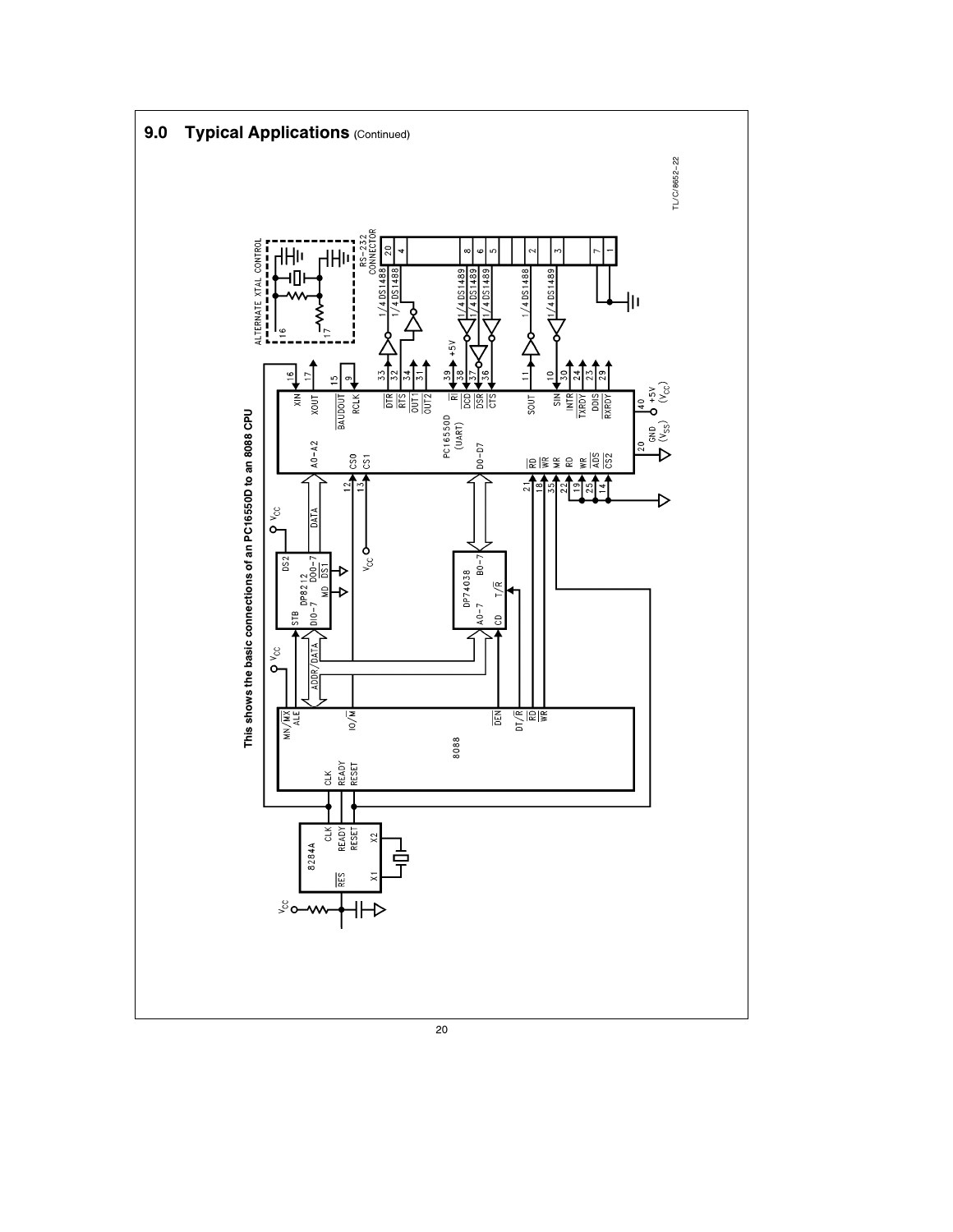## 9.0 Typical Applications (Continued)

**This shows the basic connections of an PC16550D to an 8088 CPU**

TL/C/8652–22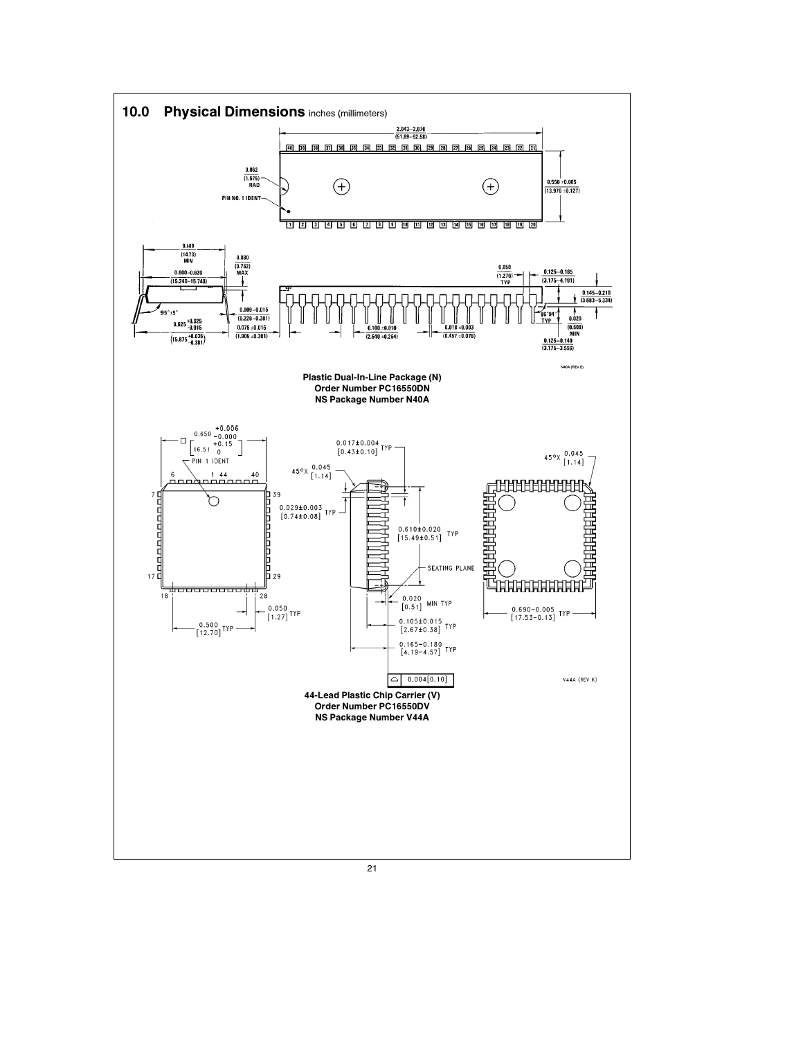# 10.0 Physical Dimensions inches (millimeters)

Plastic Dual-In-Line Package (N)
Order Number PC16550DN
NS Package Number N40A

44-Lead Plastic Chip Carrier (V)
Order Number PC16550DV
NS Package Number V44A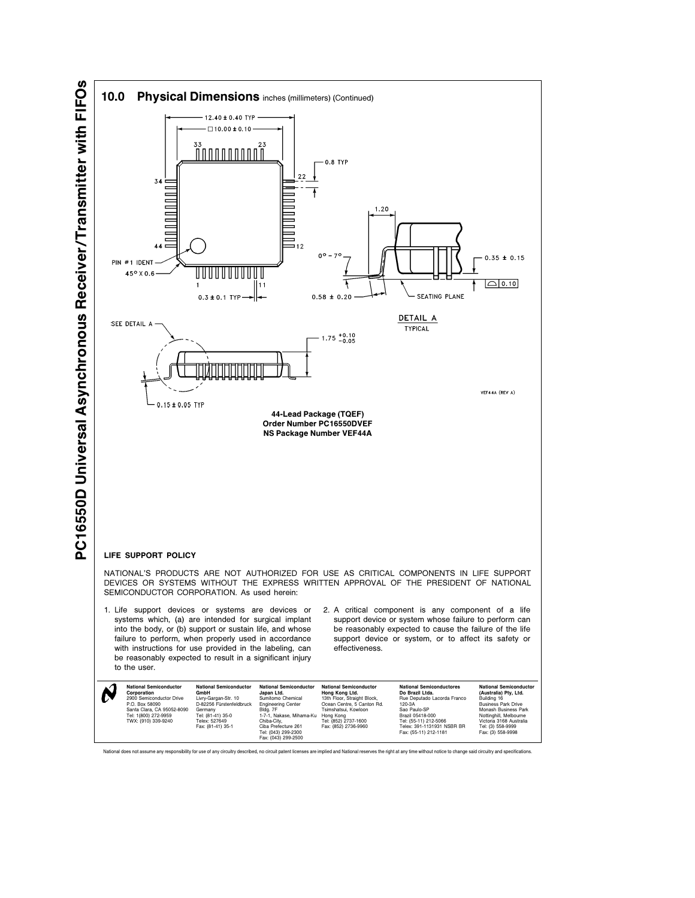## 10.0 Physical Dimensions inches (millimeters) (Continued)

12.40 ± 0.40 TYP

□10.00 ± 0.10

33

23

34

22

0.8 TYP

1.20

44

12

PIN #1 IDENT

45° X 0.6

1

11

0.3 ± 0.1 TYP

0° – 7°

0.35 ± 0.15

0.10

0.58 ± 0.20

SEATING PLANE

DETAIL A

TYPICAL

SEE DETAIL A

1.75 +0.10 −0.05

0.15 ± 0.05 TYP

VEF44A (REV A)

**44-Lead Package (TQEF)**
**Order Number PC16550DVEF**
**NS Package Number VEF44A**

### LIFE SUPPORT POLICY

NATIONAL'S PRODUCTS ARE NOT AUTHORIZED FOR USE AS CRITICAL COMPONENTS IN LIFE SUPPORT DEVICES OR SYSTEMS WITHOUT THE EXPRESS WRITTEN APPROVAL OF THE PRESIDENT OF NATIONAL SEMICONDUCTOR CORPORATION. As used herein:

1. Life support devices or systems are devices or systems which, (a) are intended for surgical implant into the body, or (b) support or sustain life, and whose failure to perform, when properly used in accordance with instructions for use provided in the labeling, can be reasonably expected to result in a significant injury to the user.
2. A critical component is any component of a life support device or system whose failure to perform can be reasonably expected to cause the failure of the life support device or system, or to affect its safety or effectiveness.

**National Semiconductor Corporation**
2900 Semiconductor Drive
P.O. Box 58090
Santa Clara, CA 95052-8090
Tel: 1(800) 272-9959
TWX: (910) 339-9240

**National Semiconductor GmbH**
Livry-Gargan-Str. 10
D-82256 Fürstenfeldbruck
Germany
Tel: (81-41) 35-0
Telex: 527649
Fax: (81-41) 35-1

**National Semiconductor Japan Ltd.**
Sumitomo Chemical Engineering Center
Bldg. 7F
1-7-1, Nakase, Mihama-Ku
Chiba-City,
Ciba Prefecture 261
Tel: (043) 299-2300
Fax: (043) 299-2500

**National Semiconductor Hong Kong Ltd.**
13th Floor, Straight Block,
Ocean Centre, 5 Canton Rd.
Tsimshatsui, Kowloon
Hong Kong
Tel: (852) 2737-1600
Fax: (852) 2736-9960

**National Semiconductores Do Brazil Ltda.**
Rue Deputado Lacorda Franco
120-3A
Sao Paulo-SP
Brazil 05418-000
Tel: (55-11) 212-5066
Telex: 391-1131931 NSBR BR
Fax: (55-11) 212-1181

**National Semiconductor (Australia) Pty, Ltd.**
Building 16
Business Park Drive
Monash Business Park
Nottinghill, Melbourne
Victoria 3168 Australia
Tel: (3) 558-9999
Fax: (3) 558-9998

National does not assume any responsibility for use of any circuitry described, no circuit patent licenses are implied and National reserves the right at any time without notice to change said circuitry and specifications.